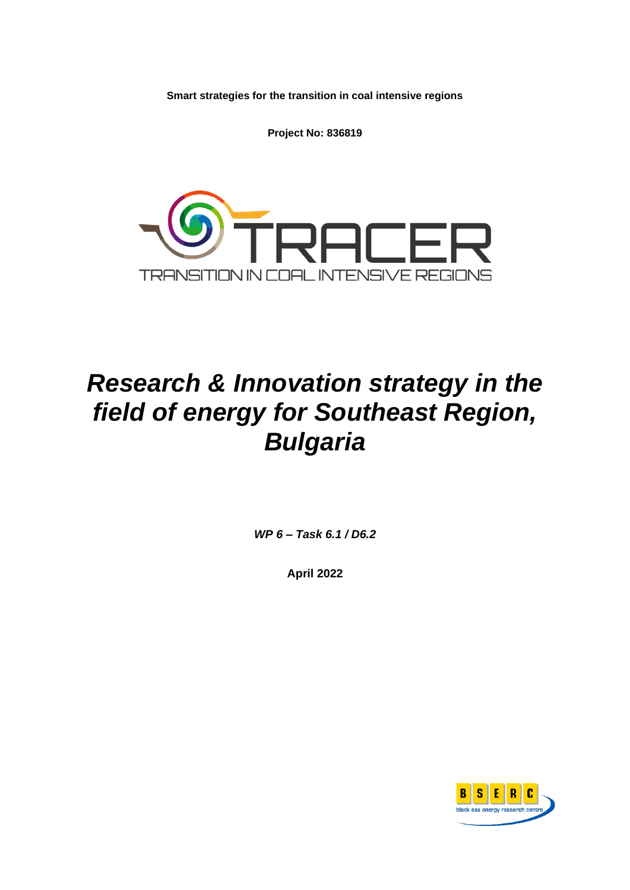**Smart strategies for the transition in coal intensive regions**

**Project No: 836819**

TRACER

TRANSITION IN COAL INTENSIVE REGIONS

# *Research & Innovation strategy in the field of energy for Southeast Region, Bulgaria*

***WP 6 – Task 6.1 / D6.2***

**April 2022**

BSERC

black sea energy research centre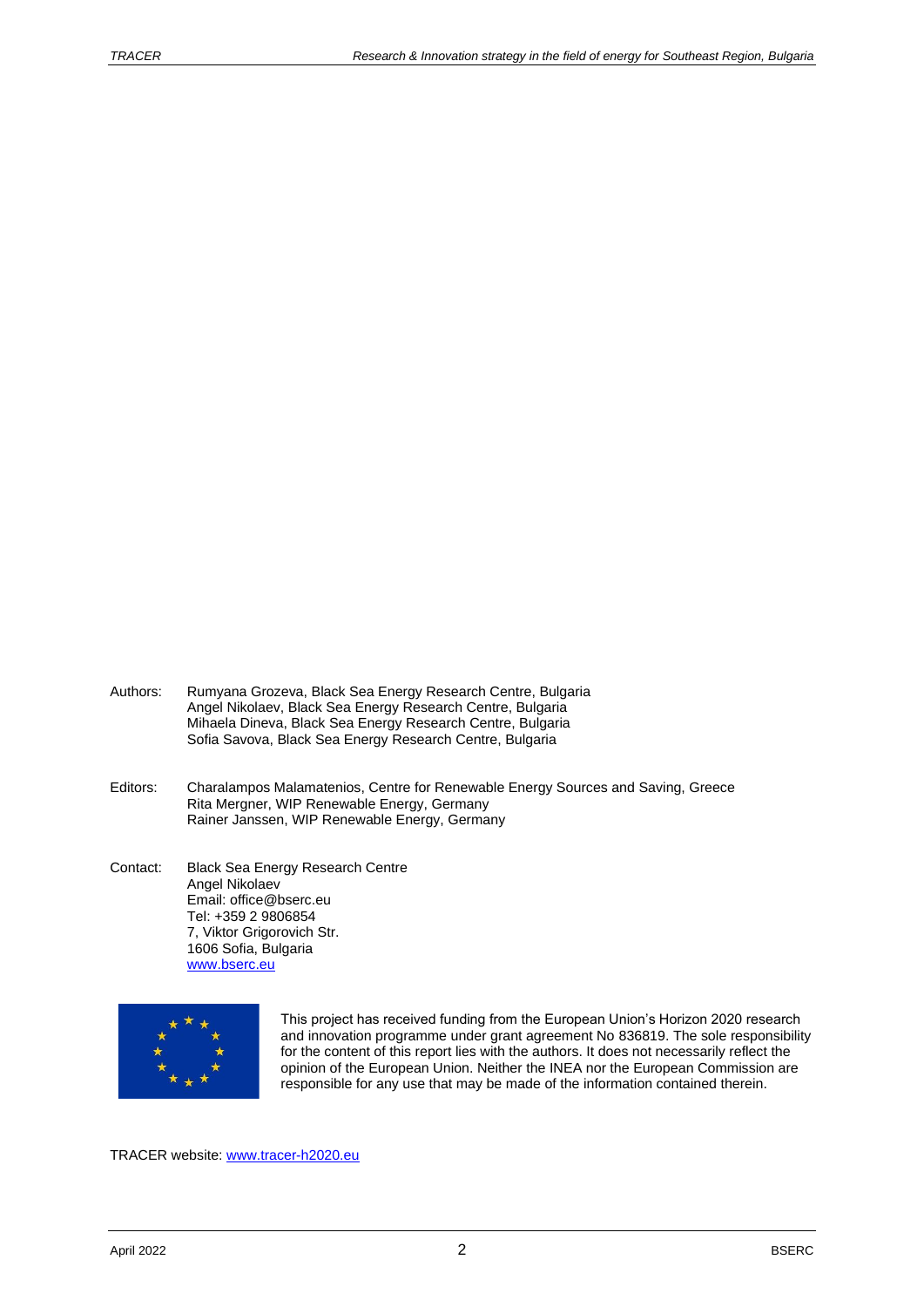Authors: Rumyana Grozeva, Black Sea Energy Research Centre, Bulgaria
Angel Nikolaev, Black Sea Energy Research Centre, Bulgaria
Mihaela Dineva, Black Sea Energy Research Centre, Bulgaria
Sofia Savova, Black Sea Energy Research Centre, Bulgaria

Editors: Charalampos Malamatenios, Centre for Renewable Energy Sources and Saving, Greece
Rita Mergner, WIP Renewable Energy, Germany
Rainer Janssen, WIP Renewable Energy, Germany

Contact: Black Sea Energy Research Centre
Angel Nikolaev
Email: office@bserc.eu
Tel: +359 2 9806854
7, Viktor Grigorovich Str.
1606 Sofia, Bulgaria
[www.bserc.eu](http://www.bserc.eu)

This project has received funding from the European Union's Horizon 2020 research and innovation programme under grant agreement No 836819. The sole responsibility for the content of this report lies with the authors. It does not necessarily reflect the opinion of the European Union. Neither the INEA nor the European Commission are responsible for any use that may be made of the information contained therein.

TRACER website: [www.tracer-h2020.eu](http://www.tracer-h2020.eu)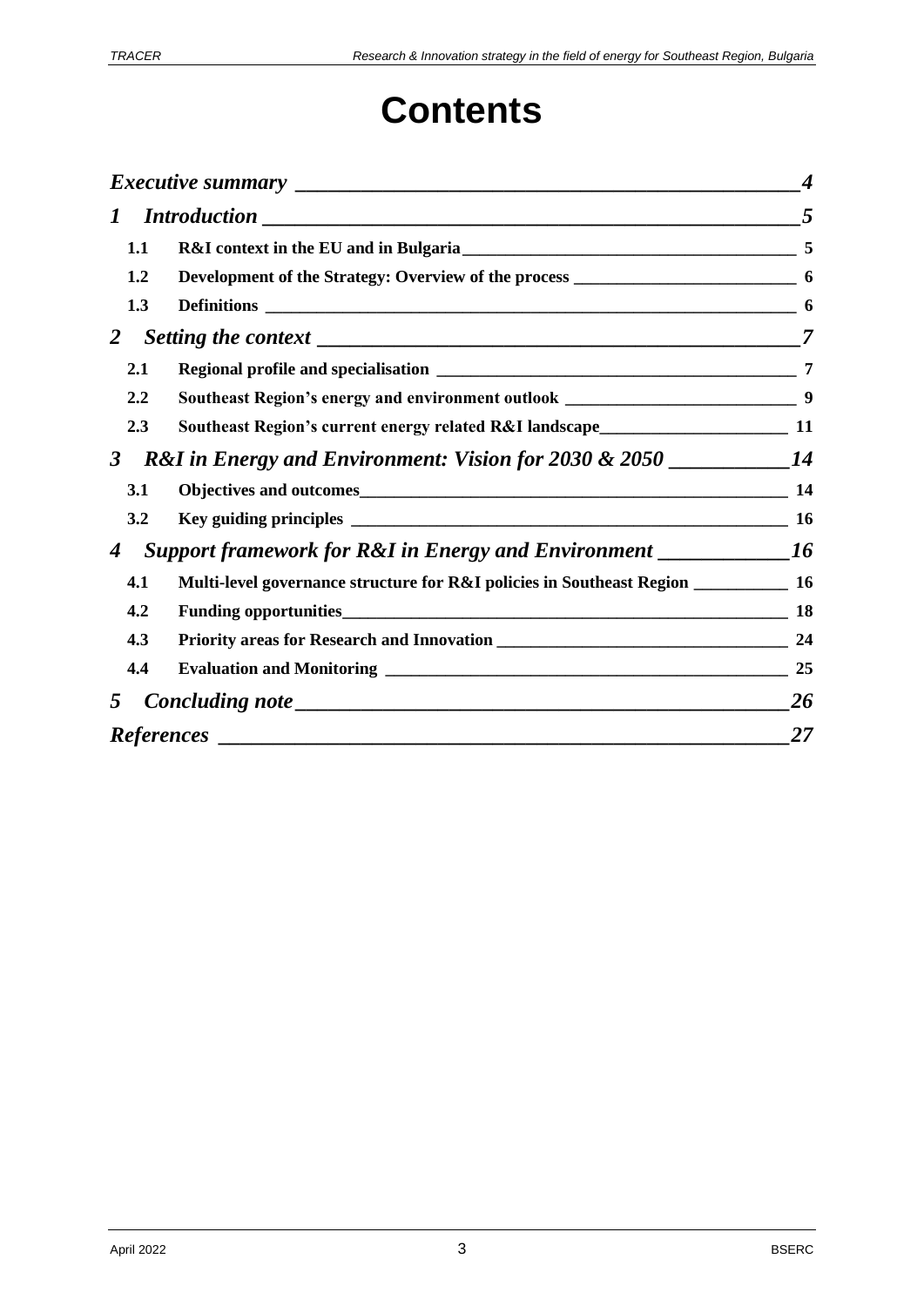# Contents

*Executive summary* ........................................................ *4*

*1 Introduction* ........................................................ *5*

- **1.1 R&I context in the EU and in Bulgaria** ........................................................ **5**
- **1.2 Development of the Strategy: Overview of the process** ........................................................ **6**
- **1.3 Definitions** ........................................................ **6**

*2 Setting the context* ........................................................ *7*

- **2.1 Regional profile and specialisation** ........................................................ **7**
- **2.2 Southeast Region's energy and environment outlook** ........................................................ **9**
- **2.3 Southeast Region's current energy related R&I landscape** ........................................................ **11**

*3 R&I in Energy and Environment: Vision for 2030 & 2050* ........................................................ *14*

- **3.1 Objectives and outcomes** ........................................................ **14**
- **3.2 Key guiding principles** ........................................................ **16**

*4 Support framework for R&I in Energy and Environment* ........................................................ *16*

- **4.1 Multi-level governance structure for R&I policies in Southeast Region** ........................................................ **16**
- **4.2 Funding opportunities** ........................................................ **18**
- **4.3 Priority areas for Research and Innovation** ........................................................ **24**
- **4.4 Evaluation and Monitoring** ........................................................ **25**

*5 Concluding note* ........................................................ *26*

*References* ........................................................ *27*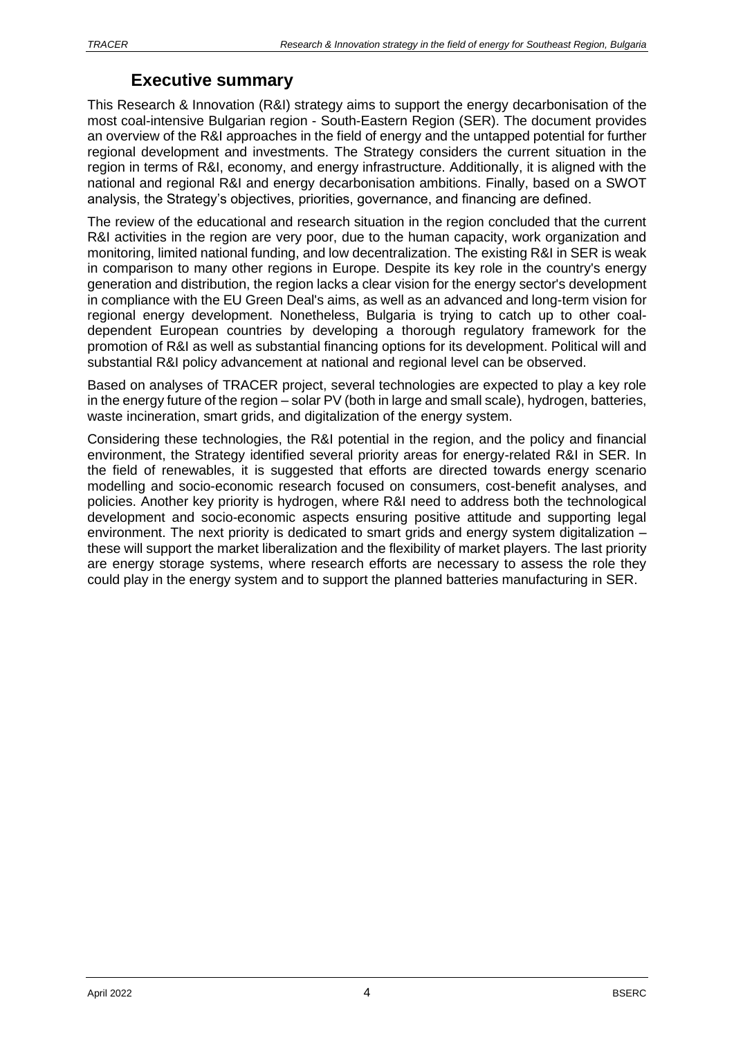# Executive summary

This Research & Innovation (R&I) strategy aims to support the energy decarbonisation of the most coal-intensive Bulgarian region - South-Eastern Region (SER). The document provides an overview of the R&I approaches in the field of energy and the untapped potential for further regional development and investments. The Strategy considers the current situation in the region in terms of R&I, economy, and energy infrastructure. Additionally, it is aligned with the national and regional R&I and energy decarbonisation ambitions. Finally, based on a SWOT analysis, the Strategy's objectives, priorities, governance, and financing are defined.

The review of the educational and research situation in the region concluded that the current R&I activities in the region are very poor, due to the human capacity, work organization and monitoring, limited national funding, and low decentralization. The existing R&I in SER is weak in comparison to many other regions in Europe. Despite its key role in the country's energy generation and distribution, the region lacks a clear vision for the energy sector's development in compliance with the EU Green Deal's aims, as well as an advanced and long-term vision for regional energy development. Nonetheless, Bulgaria is trying to catch up to other coal-dependent European countries by developing a thorough regulatory framework for the promotion of R&I as well as substantial financing options for its development. Political will and substantial R&I policy advancement at national and regional level can be observed.

Based on analyses of TRACER project, several technologies are expected to play a key role in the energy future of the region – solar PV (both in large and small scale), hydrogen, batteries, waste incineration, smart grids, and digitalization of the energy system.

Considering these technologies, the R&I potential in the region, and the policy and financial environment, the Strategy identified several priority areas for energy-related R&I in SER. In the field of renewables, it is suggested that efforts are directed towards energy scenario modelling and socio-economic research focused on consumers, cost-benefit analyses, and policies. Another key priority is hydrogen, where R&I need to address both the technological development and socio-economic aspects ensuring positive attitude and supporting legal environment. The next priority is dedicated to smart grids and energy system digitalization – these will support the market liberalization and the flexibility of market players. The last priority are energy storage systems, where research efforts are necessary to assess the role they could play in the energy system and to support the planned batteries manufacturing in SER.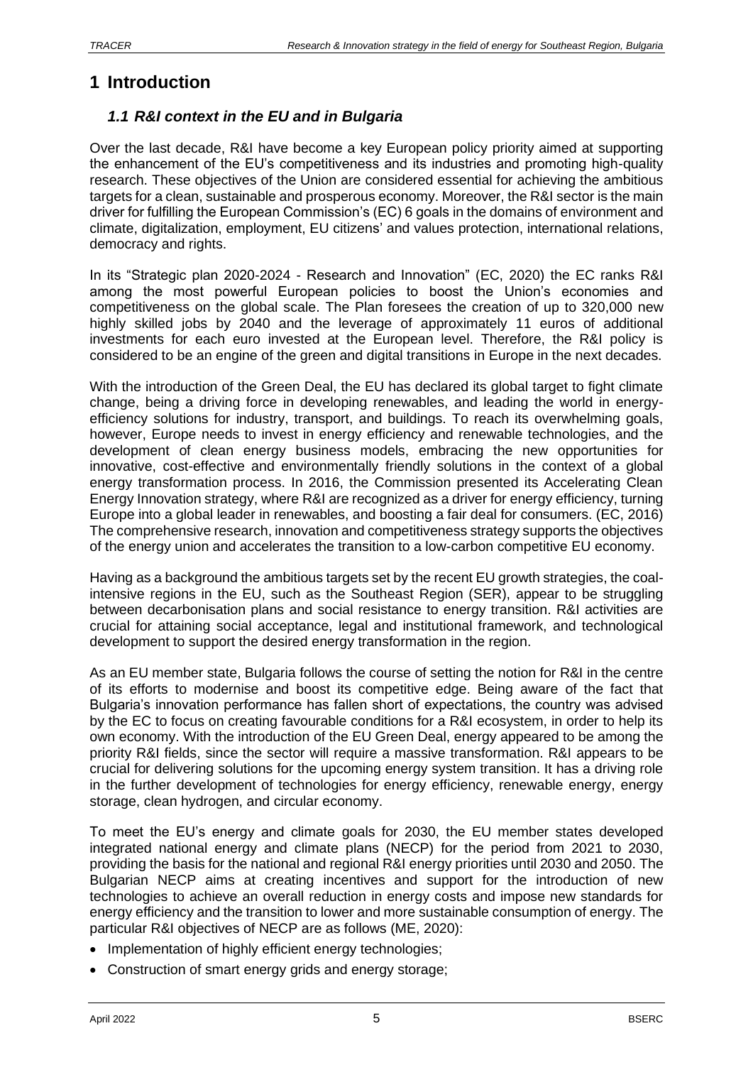# 1 Introduction

## *1.1 R&I context in the EU and in Bulgaria*

Over the last decade, R&I have become a key European policy priority aimed at supporting the enhancement of the EU's competitiveness and its industries and promoting high-quality research. These objectives of the Union are considered essential for achieving the ambitious targets for a clean, sustainable and prosperous economy. Moreover, the R&I sector is the main driver for fulfilling the European Commission's (EC) 6 goals in the domains of environment and climate, digitalization, employment, EU citizens' and values protection, international relations, democracy and rights.

In its "Strategic plan 2020-2024 - Research and Innovation" (EC, 2020) the EC ranks R&I among the most powerful European policies to boost the Union's economies and competitiveness on the global scale. The Plan foresees the creation of up to 320,000 new highly skilled jobs by 2040 and the leverage of approximately 11 euros of additional investments for each euro invested at the European level. Therefore, the R&I policy is considered to be an engine of the green and digital transitions in Europe in the next decades.

With the introduction of the Green Deal, the EU has declared its global target to fight climate change, being a driving force in developing renewables, and leading the world in energy-efficiency solutions for industry, transport, and buildings. To reach its overwhelming goals, however, Europe needs to invest in energy efficiency and renewable technologies, and the development of clean energy business models, embracing the new opportunities for innovative, cost-effective and environmentally friendly solutions in the context of a global energy transformation process. In 2016, the Commission presented its Accelerating Clean Energy Innovation strategy, where R&I are recognized as a driver for energy efficiency, turning Europe into a global leader in renewables, and boosting a fair deal for consumers. (EC, 2016) The comprehensive research, innovation and competitiveness strategy supports the objectives of the energy union and accelerates the transition to a low-carbon competitive EU economy.

Having as a background the ambitious targets set by the recent EU growth strategies, the coal-intensive regions in the EU, such as the Southeast Region (SER), appear to be struggling between decarbonisation plans and social resistance to energy transition. R&I activities are crucial for attaining social acceptance, legal and institutional framework, and technological development to support the desired energy transformation in the region.

As an EU member state, Bulgaria follows the course of setting the notion for R&I in the centre of its efforts to modernise and boost its competitive edge. Being aware of the fact that Bulgaria's innovation performance has fallen short of expectations, the country was advised by the EC to focus on creating favourable conditions for a R&I ecosystem, in order to help its own economy. With the introduction of the EU Green Deal, energy appeared to be among the priority R&I fields, since the sector will require a massive transformation. R&I appears to be crucial for delivering solutions for the upcoming energy system transition. It has a driving role in the further development of technologies for energy efficiency, renewable energy, energy storage, clean hydrogen, and circular economy.

To meet the EU's energy and climate goals for 2030, the EU member states developed integrated national energy and climate plans (NECP) for the period from 2021 to 2030, providing the basis for the national and regional R&I energy priorities until 2030 and 2050. The Bulgarian NECP aims at creating incentives and support for the introduction of new technologies to achieve an overall reduction in energy costs and impose new standards for energy efficiency and the transition to lower and more sustainable consumption of energy. The particular R&I objectives of NECP are as follows (ME, 2020):

- Implementation of highly efficient energy technologies;
- Construction of smart energy grids and energy storage;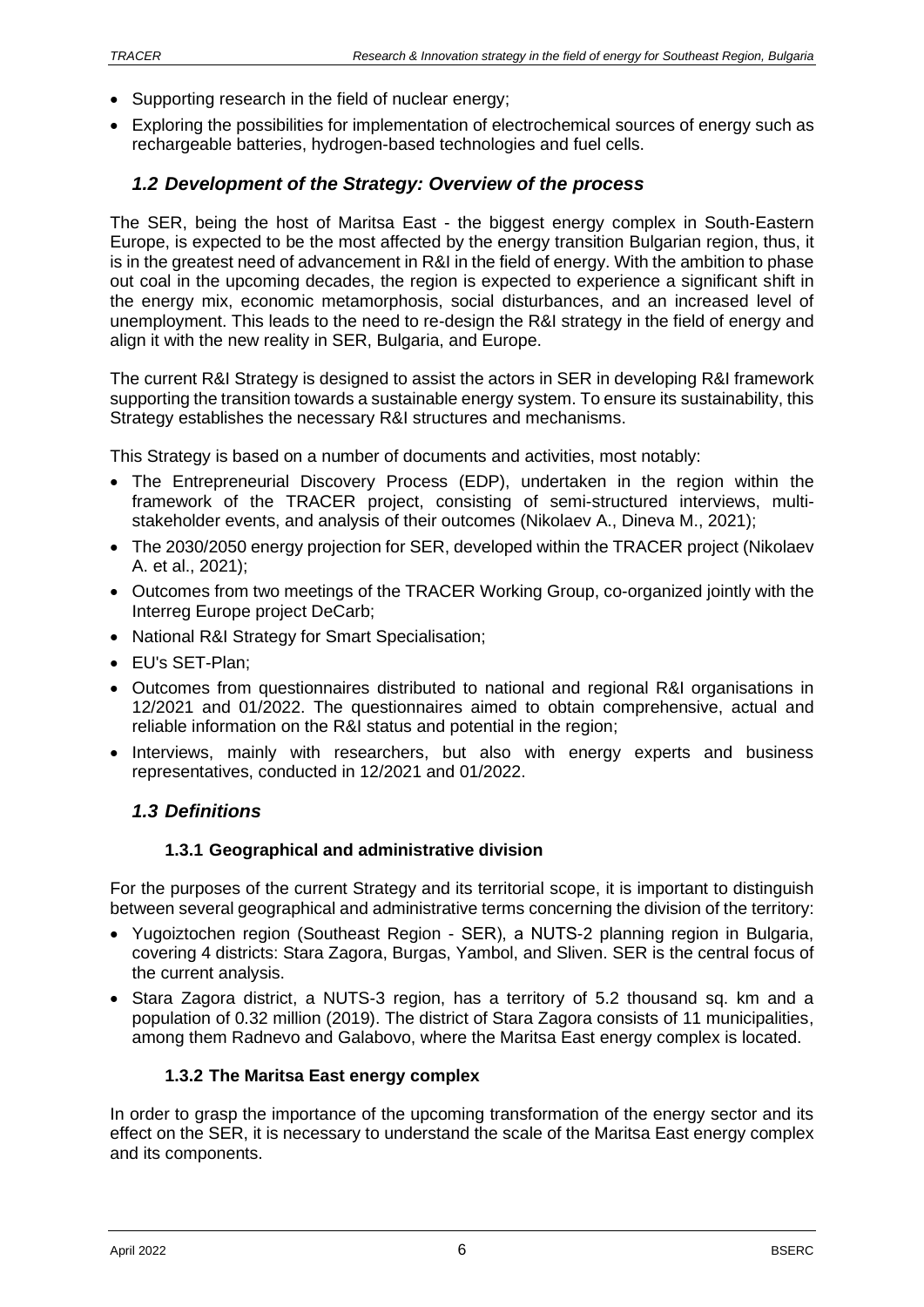- Supporting research in the field of nuclear energy;
- Exploring the possibilities for implementation of electrochemical sources of energy such as rechargeable batteries, hydrogen-based technologies and fuel cells.

## *1.2 Development of the Strategy: Overview of the process*

The SER, being the host of Maritsa East - the biggest energy complex in South-Eastern Europe, is expected to be the most affected by the energy transition Bulgarian region, thus, it is in the greatest need of advancement in R&I in the field of energy. With the ambition to phase out coal in the upcoming decades, the region is expected to experience a significant shift in the energy mix, economic metamorphosis, social disturbances, and an increased level of unemployment. This leads to the need to re-design the R&I strategy in the field of energy and align it with the new reality in SER, Bulgaria, and Europe.

The current R&I Strategy is designed to assist the actors in SER in developing R&I framework supporting the transition towards a sustainable energy system. To ensure its sustainability, this Strategy establishes the necessary R&I structures and mechanisms.

This Strategy is based on a number of documents and activities, most notably:

- The Entrepreneurial Discovery Process (EDP), undertaken in the region within the framework of the TRACER project, consisting of semi-structured interviews, multi-stakeholder events, and analysis of their outcomes (Nikolaev A., Dineva M., 2021);
- The 2030/2050 energy projection for SER, developed within the TRACER project (Nikolaev A. et al., 2021);
- Outcomes from two meetings of the TRACER Working Group, co-organized jointly with the Interreg Europe project DeCarb;
- National R&I Strategy for Smart Specialisation;
- EU's SET-Plan;
- Outcomes from questionnaires distributed to national and regional R&I organisations in 12/2021 and 01/2022. The questionnaires aimed to obtain comprehensive, actual and reliable information on the R&I status and potential in the region;
- Interviews, mainly with researchers, but also with energy experts and business representatives, conducted in 12/2021 and 01/2022.

## *1.3 Definitions*

### 1.3.1 Geographical and administrative division

For the purposes of the current Strategy and its territorial scope, it is important to distinguish between several geographical and administrative terms concerning the division of the territory:

- Yugoiztochen region (Southeast Region - SER), a NUTS-2 planning region in Bulgaria, covering 4 districts: Stara Zagora, Burgas, Yambol, and Sliven. SER is the central focus of the current analysis.
- Stara Zagora district, a NUTS-3 region, has a territory of 5.2 thousand sq. km and a population of 0.32 million (2019). The district of Stara Zagora consists of 11 municipalities, among them Radnevo and Galabovo, where the Maritsa East energy complex is located.

### 1.3.2 The Maritsa East energy complex

In order to grasp the importance of the upcoming transformation of the energy sector and its effect on the SER, it is necessary to understand the scale of the Maritsa East energy complex and its components.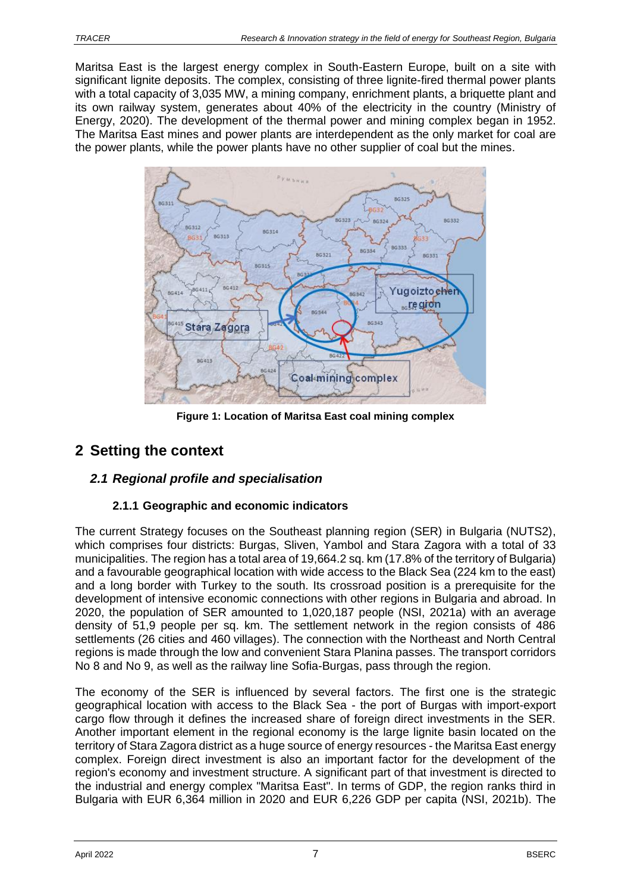Maritsa East is the largest energy complex in South-Eastern Europe, built on a site with significant lignite deposits. The complex, consisting of three lignite-fired thermal power plants with a total capacity of 3,035 MW, a mining company, enrichment plants, a briquette plant and its own railway system, generates about 40% of the electricity in the country (Ministry of Energy, 2020). The development of the thermal power and mining complex began in 1952. The Maritsa East mines and power plants are interdependent as the only market for coal are the power plants, while the power plants have no other supplier of coal but the mines.

**Figure 1: Location of Maritsa East coal mining complex**

# 2 Setting the context

## *2.1 Regional profile and specialisation*

### 2.1.1 Geographic and economic indicators

The current Strategy focuses on the Southeast planning region (SER) in Bulgaria (NUTS2), which comprises four districts: Burgas, Sliven, Yambol and Stara Zagora with a total of 33 municipalities. The region has a total area of 19,664.2 sq. km (17.8% of the territory of Bulgaria) and a favourable geographical location with wide access to the Black Sea (224 km to the east) and a long border with Turkey to the south. Its crossroad position is a prerequisite for the development of intensive economic connections with other regions in Bulgaria and abroad. In 2020, the population of SER amounted to 1,020,187 people (NSI, 2021a) with an average density of 51,9 people per sq. km. The settlement network in the region consists of 486 settlements (26 cities and 460 villages). The connection with the Northeast and North Central regions is made through the low and convenient Stara Planina passes. The transport corridors No 8 and No 9, as well as the railway line Sofia-Burgas, pass through the region.

The economy of the SER is influenced by several factors. The first one is the strategic geographical location with access to the Black Sea - the port of Burgas with import-export cargo flow through it defines the increased share of foreign direct investments in the SER. Another important element in the regional economy is the large lignite basin located on the territory of Stara Zagora district as a huge source of energy resources - the Maritsa East energy complex. Foreign direct investment is also an important factor for the development of the region's economy and investment structure. A significant part of that investment is directed to the industrial and energy complex "Maritsa East". In terms of GDP, the region ranks third in Bulgaria with EUR 6,364 million in 2020 and EUR 6,226 GDP per capita (NSI, 2021b). The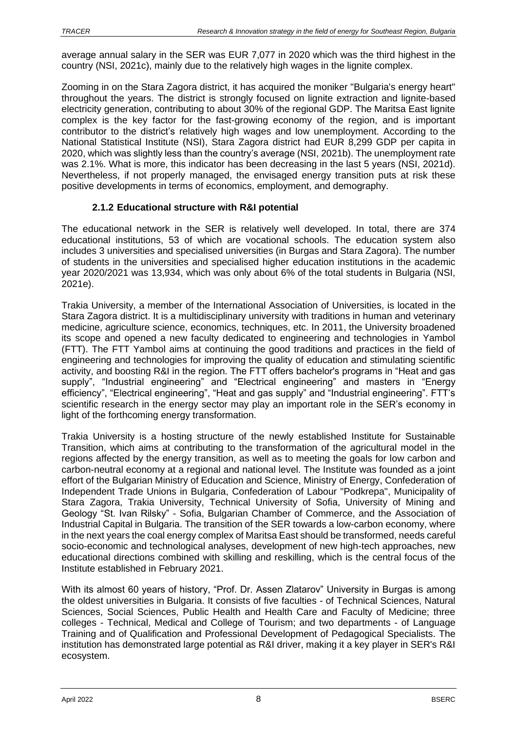average annual salary in the SER was EUR 7,077 in 2020 which was the third highest in the country (NSI, 2021c), mainly due to the relatively high wages in the lignite complex.

Zooming in on the Stara Zagora district, it has acquired the moniker "Bulgaria's energy heart" throughout the years. The district is strongly focused on lignite extraction and lignite-based electricity generation, contributing to about 30% of the regional GDP. The Maritsa East lignite complex is the key factor for the fast-growing economy of the region, and is important contributor to the district's relatively high wages and low unemployment. According to the National Statistical Institute (NSI), Stara Zagora district had EUR 8,299 GDP per capita in 2020, which was slightly less than the country's average (NSI, 2021b). The unemployment rate was 2.1%. What is more, this indicator has been decreasing in the last 5 years (NSI, 2021d). Nevertheless, if not properly managed, the envisaged energy transition puts at risk these positive developments in terms of economics, employment, and demography.

### 2.1.2 Educational structure with R&I potential

The educational network in the SER is relatively well developed. In total, there are 374 educational institutions, 53 of which are vocational schools. The education system also includes 3 universities and specialised universities (in Burgas and Stara Zagora). The number of students in the universities and specialised higher education institutions in the academic year 2020/2021 was 13,934, which was only about 6% of the total students in Bulgaria (NSI, 2021e).

Trakia University, a member of the International Association of Universities, is located in the Stara Zagora district. It is a multidisciplinary university with traditions in human and veterinary medicine, agriculture science, economics, techniques, etc. In 2011, the University broadened its scope and opened a new faculty dedicated to engineering and technologies in Yambol (FTT). The FTT Yambol aims at continuing the good traditions and practices in the field of engineering and technologies for improving the quality of education and stimulating scientific activity, and boosting R&I in the region. The FTT offers bachelor's programs in "Heat and gas supply", "Industrial engineering" and "Electrical engineering" and masters in "Energy efficiency", "Electrical engineering", "Heat and gas supply" and "Industrial engineering". FTT's scientific research in the energy sector may play an important role in the SER's economy in light of the forthcoming energy transformation.

Trakia University is a hosting structure of the newly established Institute for Sustainable Transition, which aims at contributing to the transformation of the agricultural model in the regions affected by the energy transition, as well as to meeting the goals for low carbon and carbon-neutral economy at a regional and national level. The Institute was founded as a joint effort of the Bulgarian Ministry of Education and Science, Ministry of Energy, Confederation of Independent Trade Unions in Bulgaria, Confederation of Labour "Podkrepa", Municipality of Stara Zagora, Trakia University, Technical University of Sofia, University of Mining and Geology "St. Ivan Rilsky" - Sofia, Bulgarian Chamber of Commerce, and the Association of Industrial Capital in Bulgaria. The transition of the SER towards a low-carbon economy, where in the next years the coal energy complex of Maritsa East should be transformed, needs careful socio-economic and technological analyses, development of new high-tech approaches, new educational directions combined with skilling and reskilling, which is the central focus of the Institute established in February 2021.

With its almost 60 years of history, "Prof. Dr. Assen Zlatarov" University in Burgas is among the oldest universities in Bulgaria. It consists of five faculties - of Technical Sciences, Natural Sciences, Social Sciences, Public Health and Health Care and Faculty of Medicine; three colleges - Technical, Medical and College of Tourism; and two departments - of Language Training and of Qualification and Professional Development of Pedagogical Specialists. The institution has demonstrated large potential as R&I driver, making it a key player in SER's R&I ecosystem.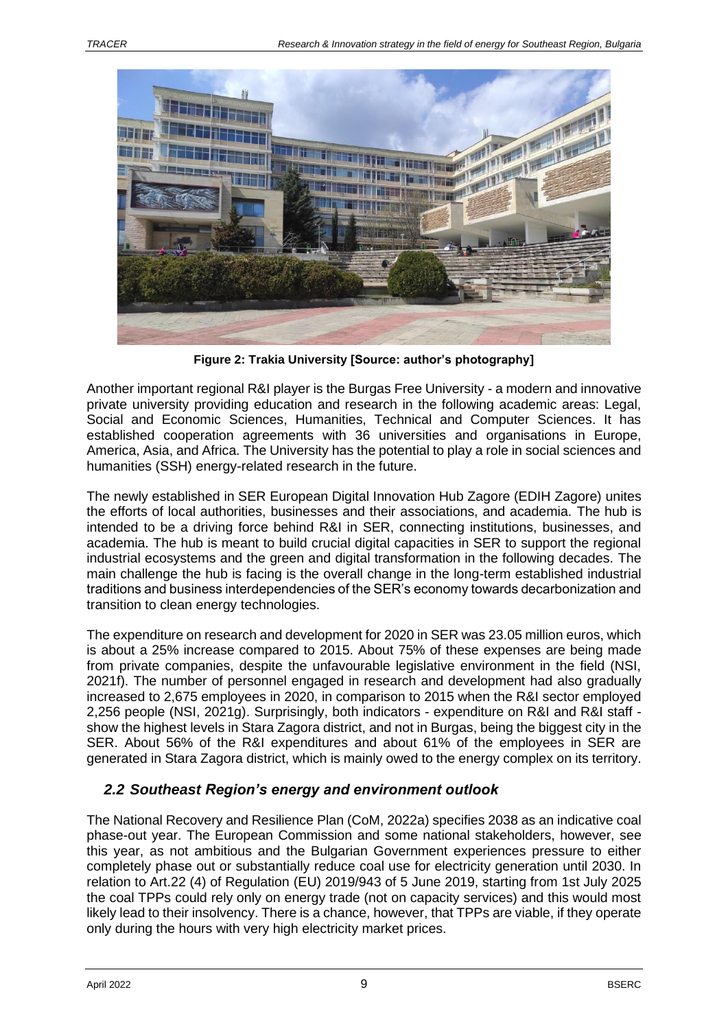**Figure 2: Trakia University [Source: author's photography]**

Another important regional R&I player is the Burgas Free University - a modern and innovative private university providing education and research in the following academic areas: Legal, Social and Economic Sciences, Humanities, Technical and Computer Sciences. It has established cooperation agreements with 36 universities and organisations in Europe, America, Asia, and Africa. The University has the potential to play a role in social sciences and humanities (SSH) energy-related research in the future.

The newly established in SER European Digital Innovation Hub Zagore (EDIH Zagore) unites the efforts of local authorities, businesses and their associations, and academia. The hub is intended to be a driving force behind R&I in SER, connecting institutions, businesses, and academia. The hub is meant to build crucial digital capacities in SER to support the regional industrial ecosystems and the green and digital transformation in the following decades. The main challenge the hub is facing is the overall change in the long-term established industrial traditions and business interdependencies of the SER's economy towards decarbonization and transition to clean energy technologies.

The expenditure on research and development for 2020 in SER was 23.05 million euros, which is about a 25% increase compared to 2015. About 75% of these expenses are being made from private companies, despite the unfavourable legislative environment in the field (NSI, 2021f). The number of personnel engaged in research and development had also gradually increased to 2,675 employees in 2020, in comparison to 2015 when the R&I sector employed 2,256 people (NSI, 2021g). Surprisingly, both indicators - expenditure on R&I and R&I staff - show the highest levels in Stara Zagora district, and not in Burgas, being the biggest city in the SER. About 56% of the R&I expenditures and about 61% of the employees in SER are generated in Stara Zagora district, which is mainly owed to the energy complex on its territory.

## *2.2 Southeast Region's energy and environment outlook*

The National Recovery and Resilience Plan (CoM, 2022a) specifies 2038 as an indicative coal phase-out year. The European Commission and some national stakeholders, however, see this year, as not ambitious and the Bulgarian Government experiences pressure to either completely phase out or substantially reduce coal use for electricity generation until 2030. In relation to Art.22 (4) of Regulation (EU) 2019/943 of 5 June 2019, starting from 1st July 2025 the coal TPPs could rely only on energy trade (not on capacity services) and this would most likely lead to their insolvency. There is a chance, however, that TPPs are viable, if they operate only during the hours with very high electricity market prices.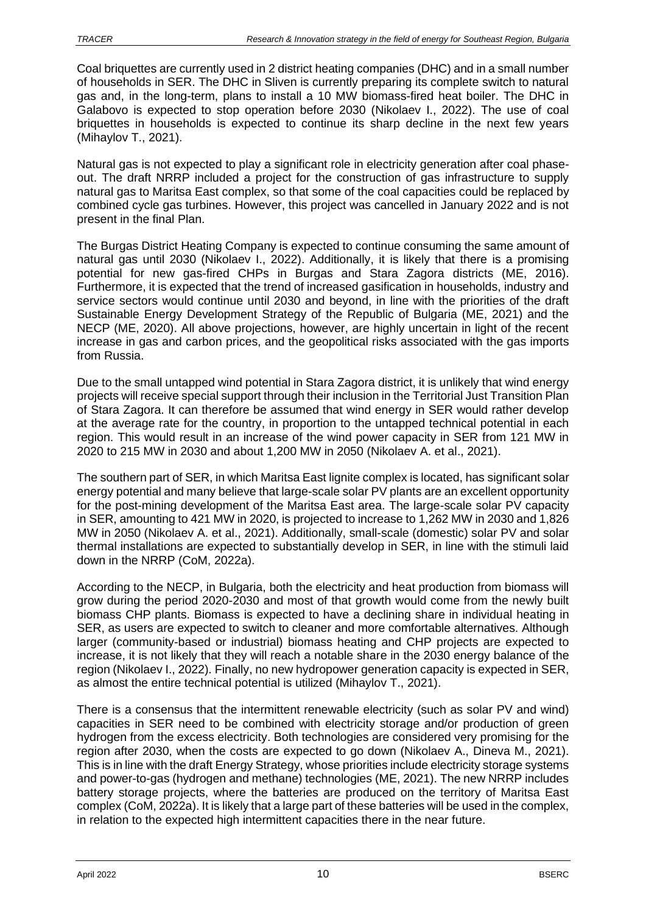Coal briquettes are currently used in 2 district heating companies (DHC) and in a small number of households in SER. The DHC in Sliven is currently preparing its complete switch to natural gas and, in the long-term, plans to install a 10 MW biomass-fired heat boiler. The DHC in Galabovo is expected to stop operation before 2030 (Nikolaev I., 2022). The use of coal briquettes in households is expected to continue its sharp decline in the next few years (Mihaylov T., 2021).

Natural gas is not expected to play a significant role in electricity generation after coal phase-out. The draft NRRP included a project for the construction of gas infrastructure to supply natural gas to Maritsa East complex, so that some of the coal capacities could be replaced by combined cycle gas turbines. However, this project was cancelled in January 2022 and is not present in the final Plan.

The Burgas District Heating Company is expected to continue consuming the same amount of natural gas until 2030 (Nikolaev I., 2022). Additionally, it is likely that there is a promising potential for new gas-fired CHPs in Burgas and Stara Zagora districts (ME, 2016). Furthermore, it is expected that the trend of increased gasification in households, industry and service sectors would continue until 2030 and beyond, in line with the priorities of the draft Sustainable Energy Development Strategy of the Republic of Bulgaria (ME, 2021) and the NECP (ME, 2020). All above projections, however, are highly uncertain in light of the recent increase in gas and carbon prices, and the geopolitical risks associated with the gas imports from Russia.

Due to the small untapped wind potential in Stara Zagora district, it is unlikely that wind energy projects will receive special support through their inclusion in the Territorial Just Transition Plan of Stara Zagora. It can therefore be assumed that wind energy in SER would rather develop at the average rate for the country, in proportion to the untapped technical potential in each region. This would result in an increase of the wind power capacity in SER from 121 MW in 2020 to 215 MW in 2030 and about 1,200 MW in 2050 (Nikolaev A. et al., 2021).

The southern part of SER, in which Maritsa East lignite complex is located, has significant solar energy potential and many believe that large-scale solar PV plants are an excellent opportunity for the post-mining development of the Maritsa East area. The large-scale solar PV capacity in SER, amounting to 421 MW in 2020, is projected to increase to 1,262 MW in 2030 and 1,826 MW in 2050 (Nikolaev A. et al., 2021). Additionally, small-scale (domestic) solar PV and solar thermal installations are expected to substantially develop in SER, in line with the stimuli laid down in the NRRP (CoM, 2022a).

According to the NECP, in Bulgaria, both the electricity and heat production from biomass will grow during the period 2020-2030 and most of that growth would come from the newly built biomass CHP plants. Biomass is expected to have a declining share in individual heating in SER, as users are expected to switch to cleaner and more comfortable alternatives. Although larger (community-based or industrial) biomass heating and CHP projects are expected to increase, it is not likely that they will reach a notable share in the 2030 energy balance of the region (Nikolaev I., 2022). Finally, no new hydropower generation capacity is expected in SER, as almost the entire technical potential is utilized (Mihaylov T., 2021).

There is a consensus that the intermittent renewable electricity (such as solar PV and wind) capacities in SER need to be combined with electricity storage and/or production of green hydrogen from the excess electricity. Both technologies are considered very promising for the region after 2030, when the costs are expected to go down (Nikolaev A., Dineva M., 2021). This is in line with the draft Energy Strategy, whose priorities include electricity storage systems and power-to-gas (hydrogen and methane) technologies (ME, 2021). The new NRRP includes battery storage projects, where the batteries are produced on the territory of Maritsa East complex (CoM, 2022a). It is likely that a large part of these batteries will be used in the complex, in relation to the expected high intermittent capacities there in the near future.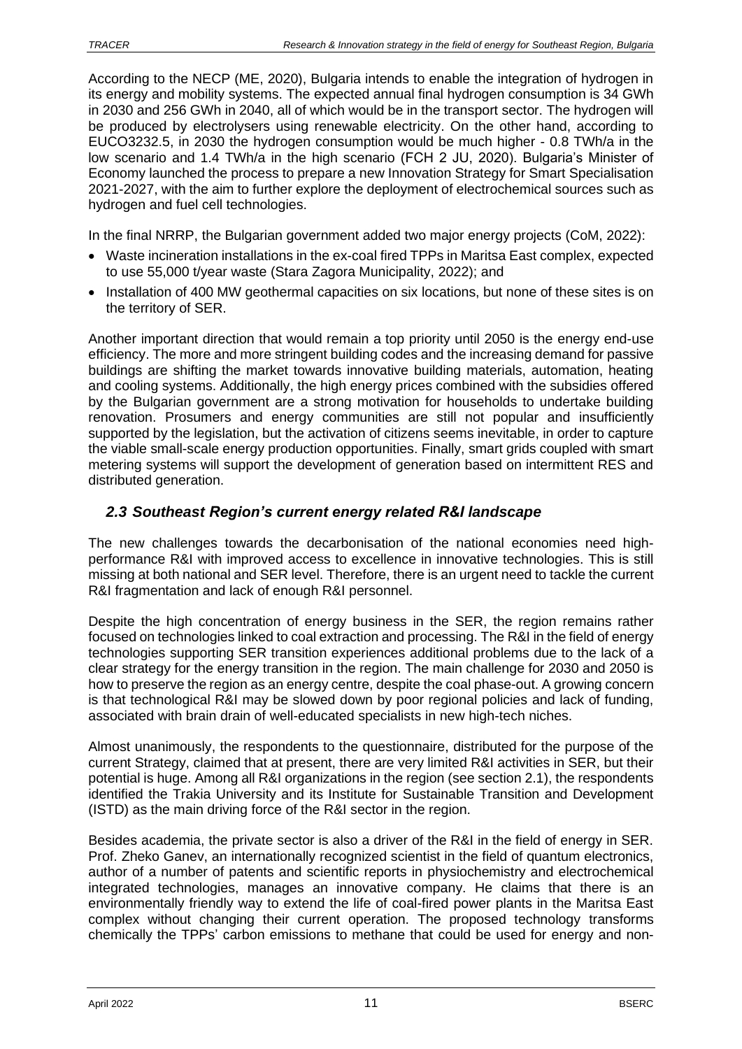According to the NECP (ME, 2020), Bulgaria intends to enable the integration of hydrogen in its energy and mobility systems. The expected annual final hydrogen consumption is 34 GWh in 2030 and 256 GWh in 2040, all of which would be in the transport sector. The hydrogen will be produced by electrolysers using renewable electricity. On the other hand, according to EUCO3232.5, in 2030 the hydrogen consumption would be much higher - 0.8 TWh/a in the low scenario and 1.4 TWh/a in the high scenario (FCH 2 JU, 2020). Bulgaria's Minister of Economy launched the process to prepare a new Innovation Strategy for Smart Specialisation 2021-2027, with the aim to further explore the deployment of electrochemical sources such as hydrogen and fuel cell technologies.

In the final NRRP, the Bulgarian government added two major energy projects (CoM, 2022):

- Waste incineration installations in the ex-coal fired TPPs in Maritsa East complex, expected to use 55,000 t/year waste (Stara Zagora Municipality, 2022); and
- Installation of 400 MW geothermal capacities on six locations, but none of these sites is on the territory of SER.

Another important direction that would remain a top priority until 2050 is the energy end-use efficiency. The more and more stringent building codes and the increasing demand for passive buildings are shifting the market towards innovative building materials, automation, heating and cooling systems. Additionally, the high energy prices combined with the subsidies offered by the Bulgarian government are a strong motivation for households to undertake building renovation. Prosumers and energy communities are still not popular and insufficiently supported by the legislation, but the activation of citizens seems inevitable, in order to capture the viable small-scale energy production opportunities. Finally, smart grids coupled with smart metering systems will support the development of generation based on intermittent RES and distributed generation.

## *2.3 Southeast Region's current energy related R&I landscape*

The new challenges towards the decarbonisation of the national economies need high-performance R&I with improved access to excellence in innovative technologies. This is still missing at both national and SER level. Therefore, there is an urgent need to tackle the current R&I fragmentation and lack of enough R&I personnel.

Despite the high concentration of energy business in the SER, the region remains rather focused on technologies linked to coal extraction and processing. The R&I in the field of energy technologies supporting SER transition experiences additional problems due to the lack of a clear strategy for the energy transition in the region. The main challenge for 2030 and 2050 is how to preserve the region as an energy centre, despite the coal phase-out. A growing concern is that technological R&I may be slowed down by poor regional policies and lack of funding, associated with brain drain of well-educated specialists in new high-tech niches.

Almost unanimously, the respondents to the questionnaire, distributed for the purpose of the current Strategy, claimed that at present, there are very limited R&I activities in SER, but their potential is huge. Among all R&I organizations in the region (see section 2.1), the respondents identified the Trakia University and its Institute for Sustainable Transition and Development (ISTD) as the main driving force of the R&I sector in the region.

Besides academia, the private sector is also a driver of the R&I in the field of energy in SER. Prof. Zheko Ganev, an internationally recognized scientist in the field of quantum electronics, author of a number of patents and scientific reports in physiochemistry and electrochemical integrated technologies, manages an innovative company. He claims that there is an environmentally friendly way to extend the life of coal-fired power plants in the Maritsa East complex without changing their current operation. The proposed technology transforms chemically the TPPs' carbon emissions to methane that could be used for energy and non-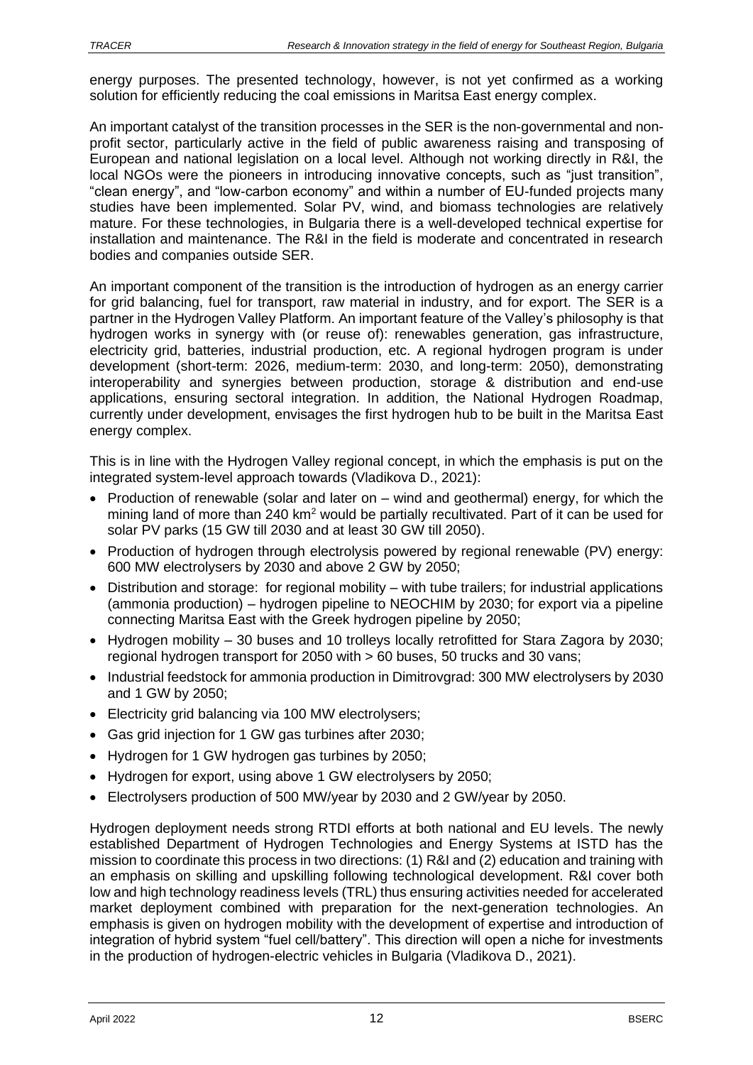energy purposes. The presented technology, however, is not yet confirmed as a working solution for efficiently reducing the coal emissions in Maritsa East energy complex.

An important catalyst of the transition processes in the SER is the non-governmental and non-profit sector, particularly active in the field of public awareness raising and transposing of European and national legislation on a local level. Although not working directly in R&I, the local NGOs were the pioneers in introducing innovative concepts, such as "just transition", "clean energy", and "low-carbon economy" and within a number of EU-funded projects many studies have been implemented. Solar PV, wind, and biomass technologies are relatively mature. For these technologies, in Bulgaria there is a well-developed technical expertise for installation and maintenance. The R&I in the field is moderate and concentrated in research bodies and companies outside SER.

An important component of the transition is the introduction of hydrogen as an energy carrier for grid balancing, fuel for transport, raw material in industry, and for export. The SER is a partner in the Hydrogen Valley Platform. An important feature of the Valley's philosophy is that hydrogen works in synergy with (or reuse of): renewables generation, gas infrastructure, electricity grid, batteries, industrial production, etc. A regional hydrogen program is under development (short-term: 2026, medium-term: 2030, and long-term: 2050), demonstrating interoperability and synergies between production, storage & distribution and end-use applications, ensuring sectoral integration. In addition, the National Hydrogen Roadmap, currently under development, envisages the first hydrogen hub to be built in the Maritsa East energy complex.

This is in line with the Hydrogen Valley regional concept, in which the emphasis is put on the integrated system-level approach towards (Vladikova D., 2021):

- Production of renewable (solar and later on – wind and geothermal) energy, for which the mining land of more than 240 km$^2$ would be partially recultivated. Part of it can be used for solar PV parks (15 GW till 2030 and at least 30 GW till 2050).
- Production of hydrogen through electrolysis powered by regional renewable (PV) energy: 600 MW electrolysers by 2030 and above 2 GW by 2050;
- Distribution and storage: for regional mobility – with tube trailers; for industrial applications (ammonia production) – hydrogen pipeline to NEOCHIM by 2030; for export via a pipeline connecting Maritsa East with the Greek hydrogen pipeline by 2050;
- Hydrogen mobility – 30 buses and 10 trolleys locally retrofitted for Stara Zagora by 2030; regional hydrogen transport for 2050 with > 60 buses, 50 trucks and 30 vans;
- Industrial feedstock for ammonia production in Dimitrovgrad: 300 MW electrolysers by 2030 and 1 GW by 2050;
- Electricity grid balancing via 100 MW electrolysers;
- Gas grid injection for 1 GW gas turbines after 2030;
- Hydrogen for 1 GW hydrogen gas turbines by 2050;
- Hydrogen for export, using above 1 GW electrolysers by 2050;
- Electrolysers production of 500 MW/year by 2030 and 2 GW/year by 2050.

Hydrogen deployment needs strong RTDI efforts at both national and EU levels. The newly established Department of Hydrogen Technologies and Energy Systems at ISTD has the mission to coordinate this process in two directions: (1) R&I and (2) education and training with an emphasis on skilling and upskilling following technological development. R&I cover both low and high technology readiness levels (TRL) thus ensuring activities needed for accelerated market deployment combined with preparation for the next-generation technologies. An emphasis is given on hydrogen mobility with the development of expertise and introduction of integration of hybrid system "fuel cell/battery". This direction will open a niche for investments in the production of hydrogen-electric vehicles in Bulgaria (Vladikova D., 2021).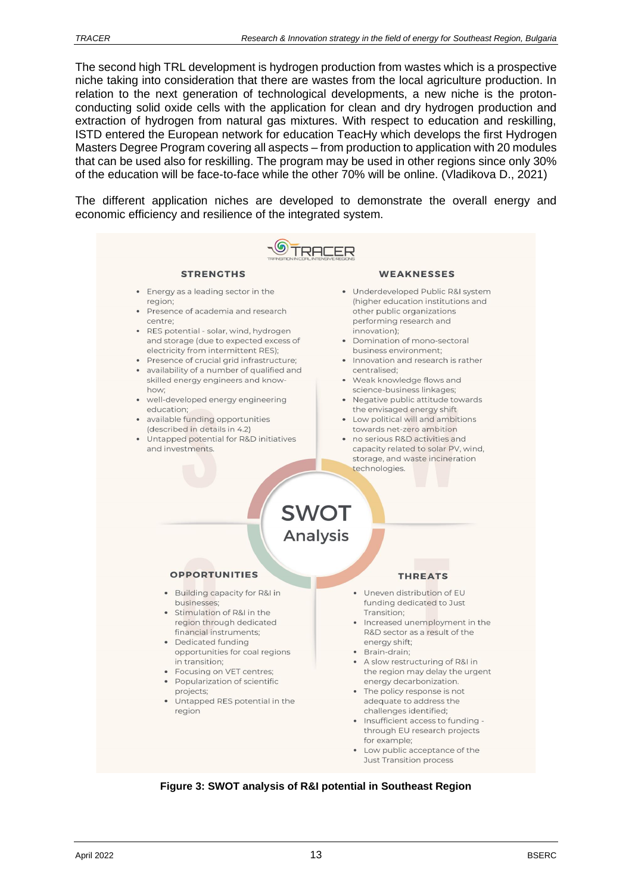The second high TRL development is hydrogen production from wastes which is a prospective niche taking into consideration that there are wastes from the local agriculture production. In relation to the next generation of technological developments, a new niche is the proton-conducting solid oxide cells with the application for clean and dry hydrogen production and extraction of hydrogen from natural gas mixtures. With respect to education and reskilling, ISTD entered the European network for education TeacHy which develops the first Hydrogen Masters Degree Program covering all aspects – from production to application with 20 modules that can be used also for reskilling. The program may be used in other regions since only 30% of the education will be face-to-face while the other 70% will be online. (Vladikova D., 2021)

The different application niches are developed to demonstrate the overall energy and economic efficiency and resilience of the integrated system.

TRACER
TRANSITION IN COAL INTENSIVE REGIONS

**SWOT Analysis**

**STRENGTHS**

- Energy as a leading sector in the region;
- Presence of academia and research centre;
- RES potential - solar, wind, hydrogen and storage (due to expected excess of electricity from intermittent RES);
- Presence of crucial grid infrastructure;
- availability of a number of qualified and skilled energy engineers and know-how;
- well-developed energy engineering education;
- available funding opportunities (described in details in 4.2)
- Untapped potential for R&D initiatives and investments.

**WEAKNESSES**

- Underdeveloped Public R&I system (higher education institutions and other public organizations performing research and innovation);
- Domination of mono-sectoral business environment;
- Innovation and research is rather centralised;
- Weak knowledge flows and science-business linkages;
- Negative public attitude towards the envisaged energy shift
- Low political will and ambitions towards net-zero ambition
- no serious R&D activities and capacity related to solar PV, wind, storage, and waste incineration technologies.

**OPPORTUNITIES**

- Building capacity for R&I in businesses;
- Stimulation of R&I in the region through dedicated financial instruments;
- Dedicated funding opportunities for coal regions in transition;
- Focusing on VET centres;
- Popularization of scientific projects;
- Untapped RES potential in the region

**THREATS**

- Uneven distribution of EU funding dedicated to Just Transition;
- Increased unemployment in the R&D sector as a result of the energy shift;
- Brain-drain;
- A slow restructuring of R&I in the region may delay the urgent energy decarbonization.
- The policy response is not adequate to address the challenges identified;
- Insufficient access to funding - through EU research projects for example;
- Low public acceptance of the Just Transition process

**Figure 3: SWOT analysis of R&I potential in Southeast Region**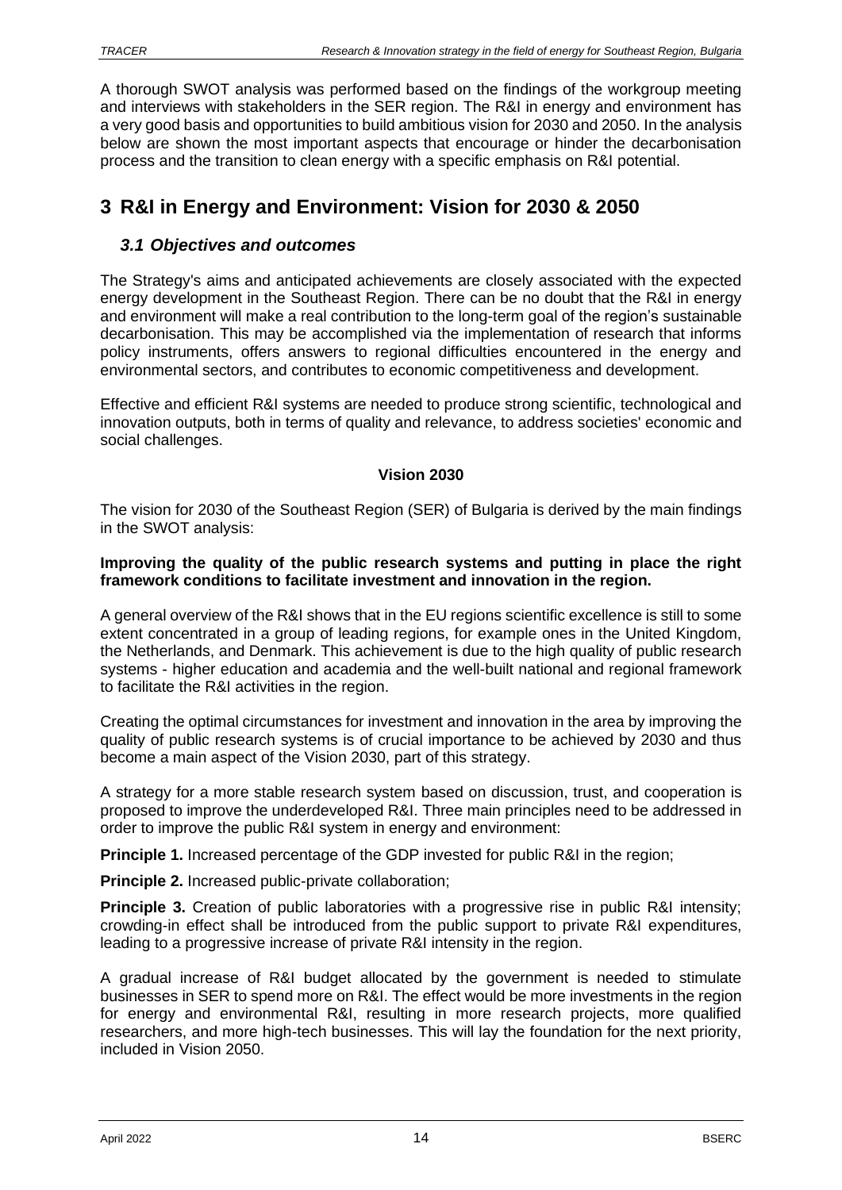A thorough SWOT analysis was performed based on the findings of the workgroup meeting and interviews with stakeholders in the SER region. The R&I in energy and environment has a very good basis and opportunities to build ambitious vision for 2030 and 2050. In the analysis below are shown the most important aspects that encourage or hinder the decarbonisation process and the transition to clean energy with a specific emphasis on R&I potential.

# 3 R&I in Energy and Environment: Vision for 2030 & 2050

## *3.1 Objectives and outcomes*

The Strategy's aims and anticipated achievements are closely associated with the expected energy development in the Southeast Region. There can be no doubt that the R&I in energy and environment will make a real contribution to the long-term goal of the region's sustainable decarbonisation. This may be accomplished via the implementation of research that informs policy instruments, offers answers to regional difficulties encountered in the energy and environmental sectors, and contributes to economic competitiveness and development.

Effective and efficient R&I systems are needed to produce strong scientific, technological and innovation outputs, both in terms of quality and relevance, to address societies' economic and social challenges.

**Vision 2030**

The vision for 2030 of the Southeast Region (SER) of Bulgaria is derived by the main findings in the SWOT analysis:

**Improving the quality of the public research systems and putting in place the right framework conditions to facilitate investment and innovation in the region.**

A general overview of the R&I shows that in the EU regions scientific excellence is still to some extent concentrated in a group of leading regions, for example ones in the United Kingdom, the Netherlands, and Denmark. This achievement is due to the high quality of public research systems - higher education and academia and the well-built national and regional framework to facilitate the R&I activities in the region.

Creating the optimal circumstances for investment and innovation in the area by improving the quality of public research systems is of crucial importance to be achieved by 2030 and thus become a main aspect of the Vision 2030, part of this strategy.

A strategy for a more stable research system based on discussion, trust, and cooperation is proposed to improve the underdeveloped R&I. Three main principles need to be addressed in order to improve the public R&I system in energy and environment:

**Principle 1.** Increased percentage of the GDP invested for public R&I in the region;

**Principle 2.** Increased public-private collaboration;

**Principle 3.** Creation of public laboratories with a progressive rise in public R&I intensity; crowding-in effect shall be introduced from the public support to private R&I expenditures, leading to a progressive increase of private R&I intensity in the region.

A gradual increase of R&I budget allocated by the government is needed to stimulate businesses in SER to spend more on R&I. The effect would be more investments in the region for energy and environmental R&I, resulting in more research projects, more qualified researchers, and more high-tech businesses. This will lay the foundation for the next priority, included in Vision 2050.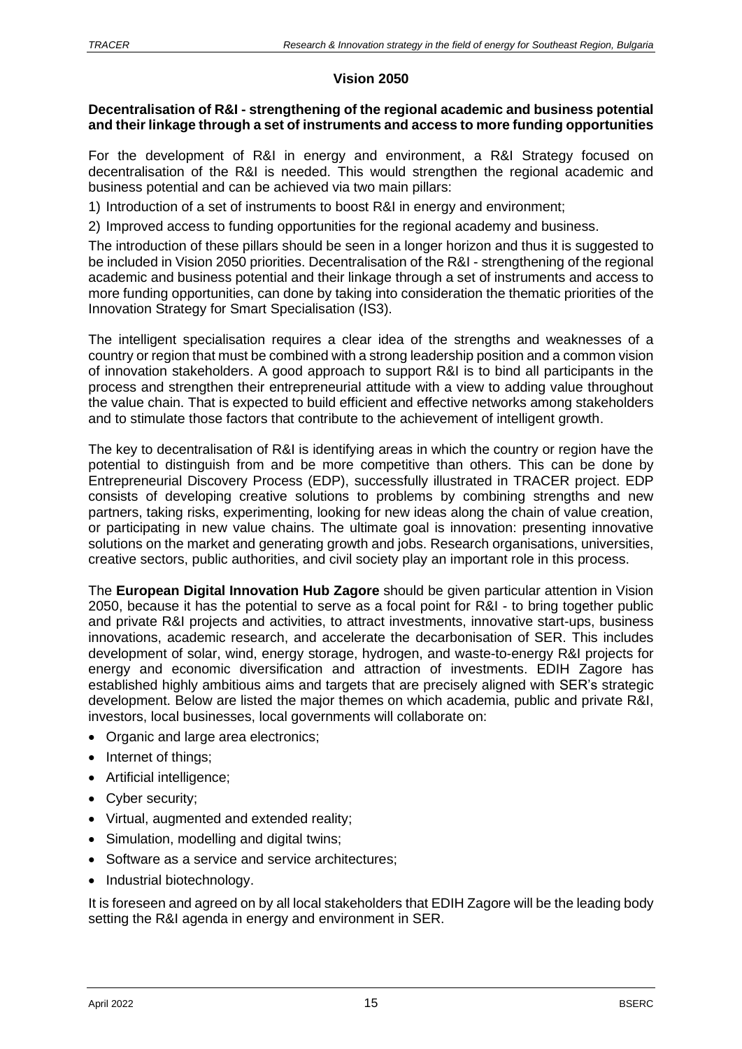## Vision 2050

**Decentralisation of R&I - strengthening of the regional academic and business potential and their linkage through a set of instruments and access to more funding opportunities**

For the development of R&I in energy and environment, a R&I Strategy focused on decentralisation of the R&I is needed. This would strengthen the regional academic and business potential and can be achieved via two main pillars:

1) Introduction of a set of instruments to boost R&I in energy and environment;
2) Improved access to funding opportunities for the regional academy and business.

The introduction of these pillars should be seen in a longer horizon and thus it is suggested to be included in Vision 2050 priorities. Decentralisation of the R&I - strengthening of the regional academic and business potential and their linkage through a set of instruments and access to more funding opportunities, can done by taking into consideration the thematic priorities of the Innovation Strategy for Smart Specialisation (IS3).

The intelligent specialisation requires a clear idea of the strengths and weaknesses of a country or region that must be combined with a strong leadership position and a common vision of innovation stakeholders. A good approach to support R&I is to bind all participants in the process and strengthen their entrepreneurial attitude with a view to adding value throughout the value chain. That is expected to build efficient and effective networks among stakeholders and to stimulate those factors that contribute to the achievement of intelligent growth.

The key to decentralisation of R&I is identifying areas in which the country or region have the potential to distinguish from and be more competitive than others. This can be done by Entrepreneurial Discovery Process (EDP), successfully illustrated in TRACER project. EDP consists of developing creative solutions to problems by combining strengths and new partners, taking risks, experimenting, looking for new ideas along the chain of value creation, or participating in new value chains. The ultimate goal is innovation: presenting innovative solutions on the market and generating growth and jobs. Research organisations, universities, creative sectors, public authorities, and civil society play an important role in this process.

The **European Digital Innovation Hub Zagore** should be given particular attention in Vision 2050, because it has the potential to serve as a focal point for R&I - to bring together public and private R&I projects and activities, to attract investments, innovative start-ups, business innovations, academic research, and accelerate the decarbonisation of SER. This includes development of solar, wind, energy storage, hydrogen, and waste-to-energy R&I projects for energy and economic diversification and attraction of investments. EDIH Zagore has established highly ambitious aims and targets that are precisely aligned with SER's strategic development. Below are listed the major themes on which academia, public and private R&I, investors, local businesses, local governments will collaborate on:

- Organic and large area electronics;
- Internet of things;
- Artificial intelligence;
- Cyber security;
- Virtual, augmented and extended reality;
- Simulation, modelling and digital twins;
- Software as a service and service architectures;
- Industrial biotechnology.

It is foreseen and agreed on by all local stakeholders that EDIH Zagore will be the leading body setting the R&I agenda in energy and environment in SER.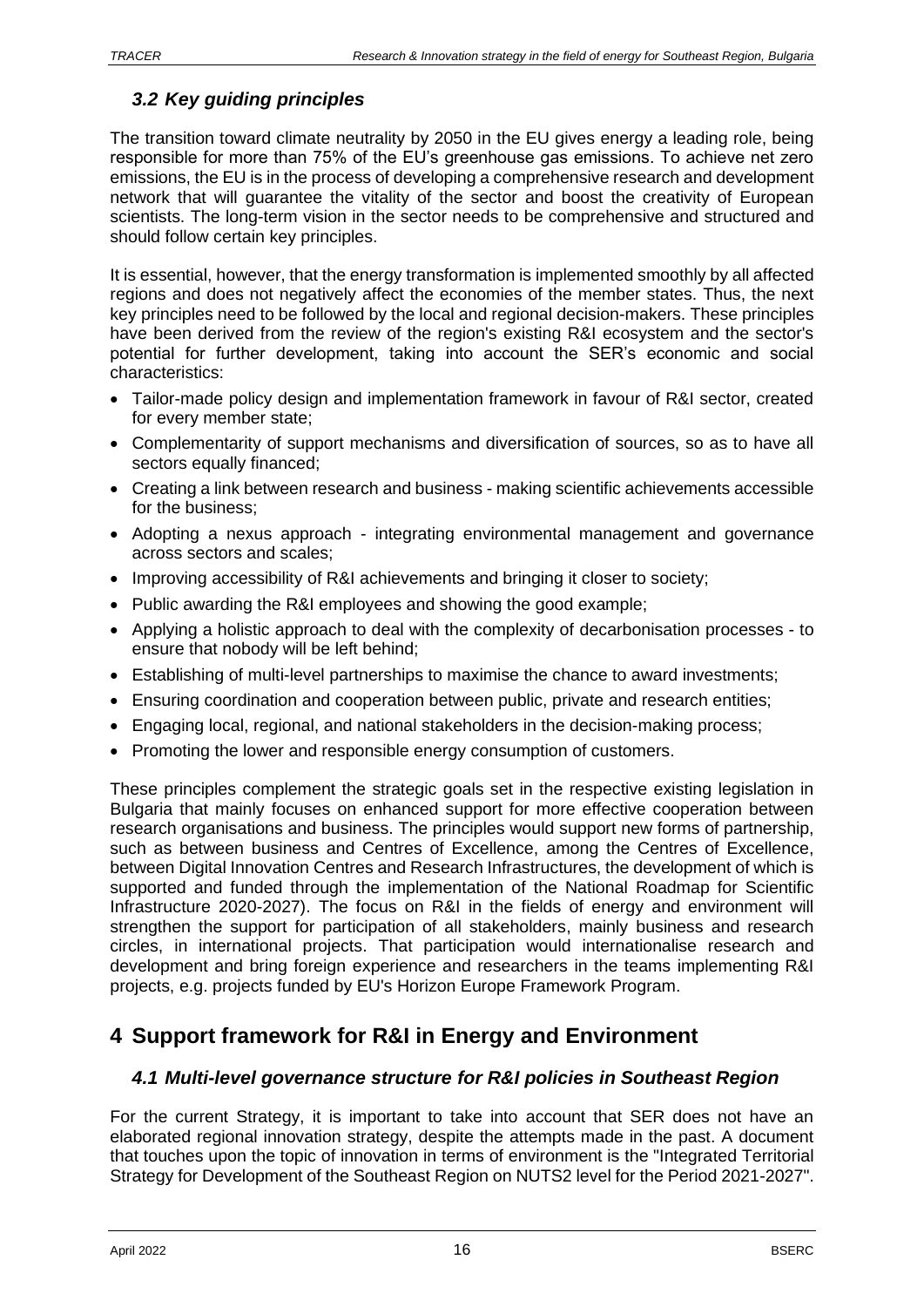### 3.2 Key guiding principles

The transition toward climate neutrality by 2050 in the EU gives energy a leading role, being responsible for more than 75% of the EU's greenhouse gas emissions. To achieve net zero emissions, the EU is in the process of developing a comprehensive research and development network that will guarantee the vitality of the sector and boost the creativity of European scientists. The long-term vision in the sector needs to be comprehensive and structured and should follow certain key principles.

It is essential, however, that the energy transformation is implemented smoothly by all affected regions and does not negatively affect the economies of the member states. Thus, the next key principles need to be followed by the local and regional decision-makers. These principles have been derived from the review of the region's existing R&I ecosystem and the sector's potential for further development, taking into account the SER's economic and social characteristics:

- Tailor-made policy design and implementation framework in favour of R&I sector, created for every member state;
- Complementarity of support mechanisms and diversification of sources, so as to have all sectors equally financed;
- Creating a link between research and business - making scientific achievements accessible for the business;
- Adopting a nexus approach - integrating environmental management and governance across sectors and scales;
- Improving accessibility of R&I achievements and bringing it closer to society;
- Public awarding the R&I employees and showing the good example;
- Applying a holistic approach to deal with the complexity of decarbonisation processes - to ensure that nobody will be left behind;
- Establishing of multi-level partnerships to maximise the chance to award investments;
- Ensuring coordination and cooperation between public, private and research entities;
- Engaging local, regional, and national stakeholders in the decision-making process;
- Promoting the lower and responsible energy consumption of customers.

These principles complement the strategic goals set in the respective existing legislation in Bulgaria that mainly focuses on enhanced support for more effective cooperation between research organisations and business. The principles would support new forms of partnership, such as between business and Centres of Excellence, among the Centres of Excellence, between Digital Innovation Centres and Research Infrastructures, the development of which is supported and funded through the implementation of the National Roadmap for Scientific Infrastructure 2020-2027). The focus on R&I in the fields of energy and environment will strengthen the support for participation of all stakeholders, mainly business and research circles, in international projects. That participation would internationalise research and development and bring foreign experience and researchers in the teams implementing R&I projects, e.g. projects funded by EU's Horizon Europe Framework Program.

# 4 Support framework for R&I in Energy and Environment

### 4.1 Multi-level governance structure for R&I policies in Southeast Region

For the current Strategy, it is important to take into account that SER does not have an elaborated regional innovation strategy, despite the attempts made in the past. A document that touches upon the topic of innovation in terms of environment is the "Integrated Territorial Strategy for Development of the Southeast Region on NUTS2 level for the Period 2021-2027".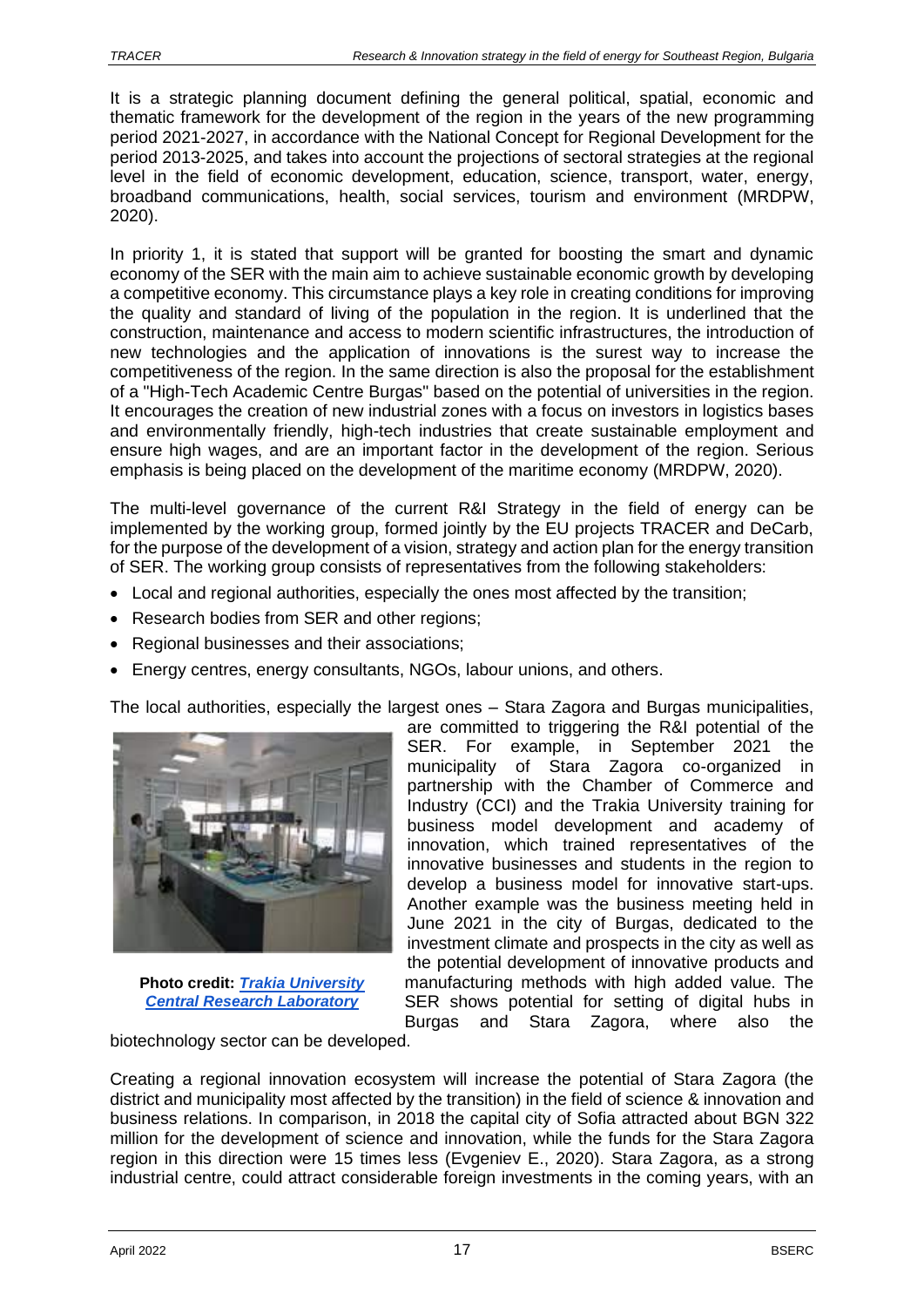It is a strategic planning document defining the general political, spatial, economic and thematic framework for the development of the region in the years of the new programming period 2021-2027, in accordance with the National Concept for Regional Development for the period 2013-2025, and takes into account the projections of sectoral strategies at the regional level in the field of economic development, education, science, transport, water, energy, broadband communications, health, social services, tourism and environment (MRDPW, 2020).

In priority 1, it is stated that support will be granted for boosting the smart and dynamic economy of the SER with the main aim to achieve sustainable economic growth by developing a competitive economy. This circumstance plays a key role in creating conditions for improving the quality and standard of living of the population in the region. It is underlined that the construction, maintenance and access to modern scientific infrastructures, the introduction of new technologies and the application of innovations is the surest way to increase the competitiveness of the region. In the same direction is also the proposal for the establishment of a "High-Tech Academic Centre Burgas" based on the potential of universities in the region. It encourages the creation of new industrial zones with a focus on investors in logistics bases and environmentally friendly, high-tech industries that create sustainable employment and ensure high wages, and are an important factor in the development of the region. Serious emphasis is being placed on the development of the maritime economy (MRDPW, 2020).

The multi-level governance of the current R&I Strategy in the field of energy can be implemented by the working group, formed jointly by the EU projects TRACER and DeCarb, for the purpose of the development of a vision, strategy and action plan for the energy transition of SER. The working group consists of representatives from the following stakeholders:

- Local and regional authorities, especially the ones most affected by the transition;
- Research bodies from SER and other regions;
- Regional businesses and their associations;
- Energy centres, energy consultants, NGOs, labour unions, and others.

The local authorities, especially the largest ones – Stara Zagora and Burgas municipalities, are committed to triggering the R&I potential of the SER. For example, in September 2021 the municipality of Stara Zagora co-organized in partnership with the Chamber of Commerce and Industry (CCI) and the Trakia University training for business model development and academy of innovation, which trained representatives of the innovative businesses and students in the region to develop a business model for innovative start-ups. Another example was the business meeting held in June 2021 in the city of Burgas, dedicated to the investment climate and prospects in the city as well as the potential development of innovative products and manufacturing methods with high added value. The SER shows potential for setting of digital hubs in Burgas and Stara Zagora, where also the biotechnology sector can be developed.

**Photo credit:** ***Trakia University Central Research Laboratory***

Creating a regional innovation ecosystem will increase the potential of Stara Zagora (the district and municipality most affected by the transition) in the field of science & innovation and business relations. In comparison, in 2018 the capital city of Sofia attracted about BGN 322 million for the development of science and innovation, while the funds for the Stara Zagora region in this direction were 15 times less (Evgeniev E., 2020). Stara Zagora, as a strong industrial centre, could attract considerable foreign investments in the coming years, with an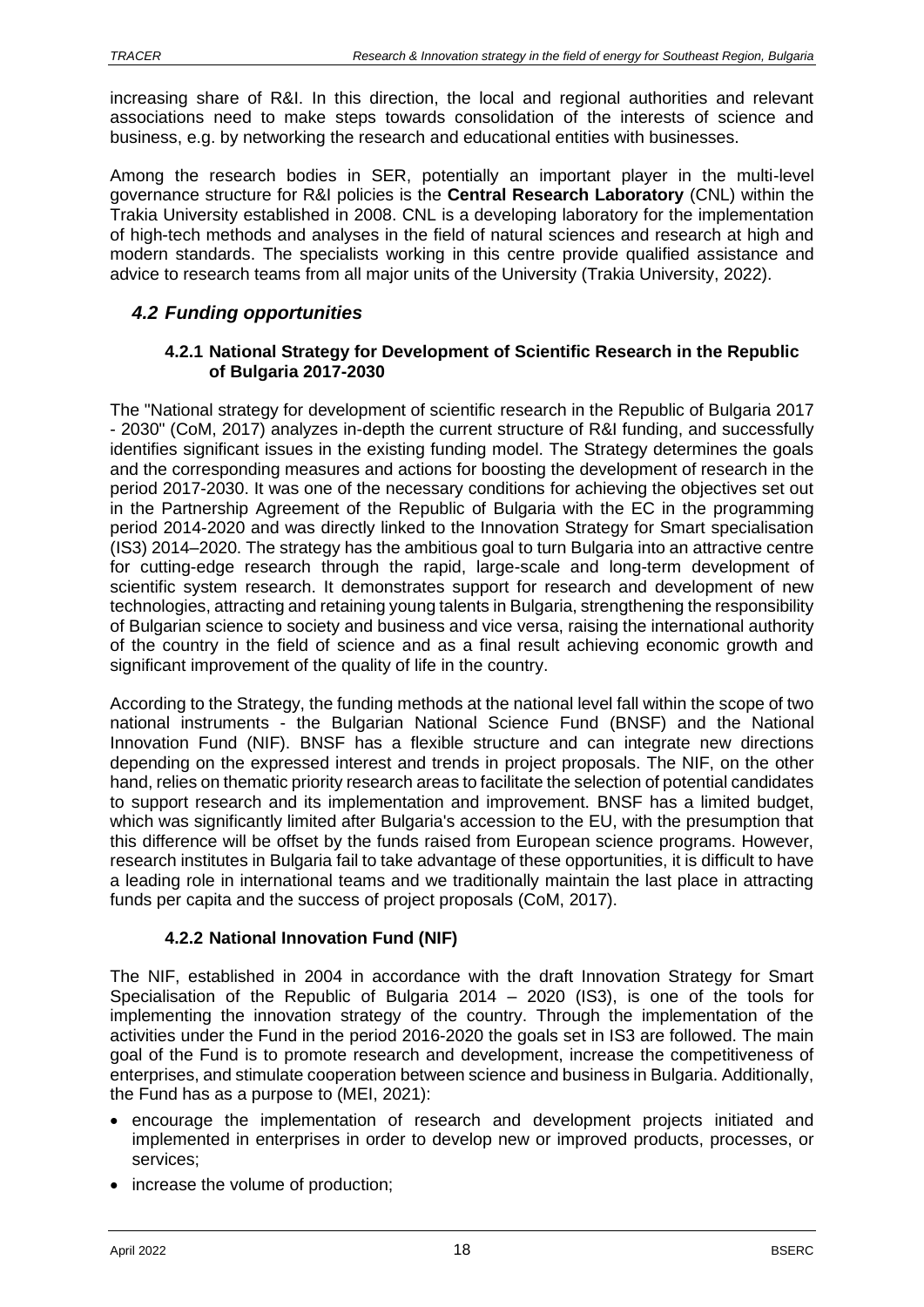increasing share of R&I. In this direction, the local and regional authorities and relevant associations need to make steps towards consolidation of the interests of science and business, e.g. by networking the research and educational entities with businesses.

Among the research bodies in SER, potentially an important player in the multi-level governance structure for R&I policies is the **Central Research Laboratory** (CNL) within the Trakia University established in 2008. CNL is a developing laboratory for the implementation of high-tech methods and analyses in the field of natural sciences and research at high and modern standards. The specialists working in this centre provide qualified assistance and advice to research teams from all major units of the University (Trakia University, 2022).

## *4.2 Funding opportunities*

### 4.2.1 National Strategy for Development of Scientific Research in the Republic of Bulgaria 2017-2030

The "National strategy for development of scientific research in the Republic of Bulgaria 2017 - 2030" (CoM, 2017) analyzes in-depth the current structure of R&I funding, and successfully identifies significant issues in the existing funding model. The Strategy determines the goals and the corresponding measures and actions for boosting the development of research in the period 2017-2030. It was one of the necessary conditions for achieving the objectives set out in the Partnership Agreement of the Republic of Bulgaria with the EC in the programming period 2014-2020 and was directly linked to the Innovation Strategy for Smart specialisation (IS3) 2014–2020. The strategy has the ambitious goal to turn Bulgaria into an attractive centre for cutting-edge research through the rapid, large-scale and long-term development of scientific system research. It demonstrates support for research and development of new technologies, attracting and retaining young talents in Bulgaria, strengthening the responsibility of Bulgarian science to society and business and vice versa, raising the international authority of the country in the field of science and as a final result achieving economic growth and significant improvement of the quality of life in the country.

According to the Strategy, the funding methods at the national level fall within the scope of two national instruments - the Bulgarian National Science Fund (BNSF) and the National Innovation Fund (NIF). BNSF has a flexible structure and can integrate new directions depending on the expressed interest and trends in project proposals. The NIF, on the other hand, relies on thematic priority research areas to facilitate the selection of potential candidates to support research and its implementation and improvement. BNSF has a limited budget, which was significantly limited after Bulgaria's accession to the EU, with the presumption that this difference will be offset by the funds raised from European science programs. However, research institutes in Bulgaria fail to take advantage of these opportunities, it is difficult to have a leading role in international teams and we traditionally maintain the last place in attracting funds per capita and the success of project proposals (CoM, 2017).

### 4.2.2 National Innovation Fund (NIF)

The NIF, established in 2004 in accordance with the draft Innovation Strategy for Smart Specialisation of the Republic of Bulgaria 2014 – 2020 (IS3), is one of the tools for implementing the innovation strategy of the country. Through the implementation of the activities under the Fund in the period 2016-2020 the goals set in IS3 are followed. The main goal of the Fund is to promote research and development, increase the competitiveness of enterprises, and stimulate cooperation between science and business in Bulgaria. Additionally, the Fund has as a purpose to (MEI, 2021):

- encourage the implementation of research and development projects initiated and implemented in enterprises in order to develop new or improved products, processes, or services;
- increase the volume of production;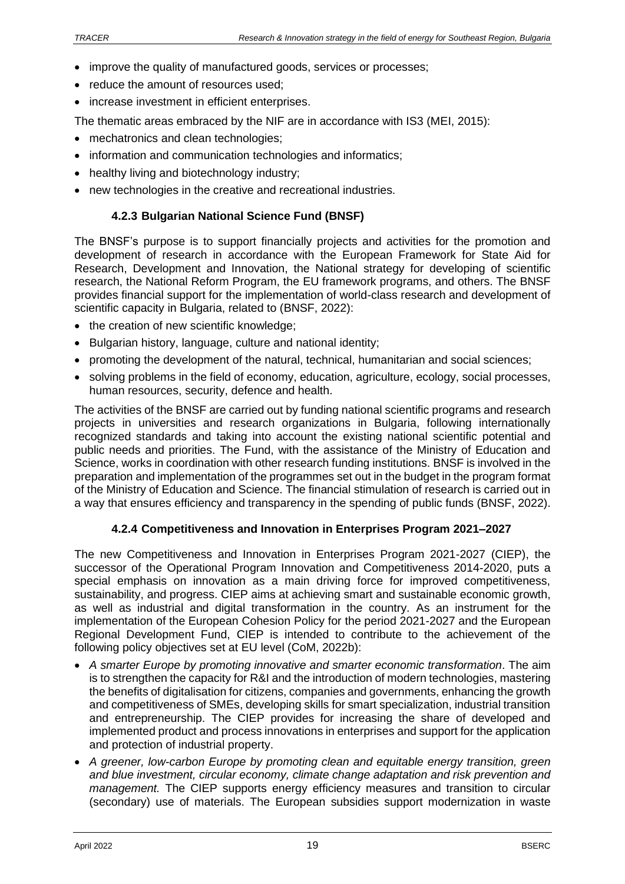- improve the quality of manufactured goods, services or processes;
- reduce the amount of resources used;
- increase investment in efficient enterprises.

The thematic areas embraced by the NIF are in accordance with IS3 (MEI, 2015):

- mechatronics and clean technologies;
- information and communication technologies and informatics;
- healthy living and biotechnology industry;
- new technologies in the creative and recreational industries.

### 4.2.3 Bulgarian National Science Fund (BNSF)

The BNSF's purpose is to support financially projects and activities for the promotion and development of research in accordance with the European Framework for State Aid for Research, Development and Innovation, the National strategy for developing of scientific research, the National Reform Program, the EU framework programs, and others. The BNSF provides financial support for the implementation of world-class research and development of scientific capacity in Bulgaria, related to (BNSF, 2022):

- the creation of new scientific knowledge;
- Bulgarian history, language, culture and national identity;
- promoting the development of the natural, technical, humanitarian and social sciences;
- solving problems in the field of economy, education, agriculture, ecology, social processes, human resources, security, defence and health.

The activities of the BNSF are carried out by funding national scientific programs and research projects in universities and research organizations in Bulgaria, following internationally recognized standards and taking into account the existing national scientific potential and public needs and priorities. The Fund, with the assistance of the Ministry of Education and Science, works in coordination with other research funding institutions. BNSF is involved in the preparation and implementation of the programmes set out in the budget in the program format of the Ministry of Education and Science. The financial stimulation of research is carried out in a way that ensures efficiency and transparency in the spending of public funds (BNSF, 2022).

### 4.2.4 Competitiveness and Innovation in Enterprises Program 2021–2027

The new Competitiveness and Innovation in Enterprises Program 2021-2027 (CIEP), the successor of the Operational Program Innovation and Competitiveness 2014-2020, puts a special emphasis on innovation as a main driving force for improved competitiveness, sustainability, and progress. CIEP aims at achieving smart and sustainable economic growth, as well as industrial and digital transformation in the country. As an instrument for the implementation of the European Cohesion Policy for the period 2021-2027 and the European Regional Development Fund, CIEP is intended to contribute to the achievement of the following policy objectives set at EU level (CoM, 2022b):

- *A smarter Europe by promoting innovative and smarter economic transformation*. The aim is to strengthen the capacity for R&I and the introduction of modern technologies, mastering the benefits of digitalisation for citizens, companies and governments, enhancing the growth and competitiveness of SMEs, developing skills for smart specialization, industrial transition and entrepreneurship. The CIEP provides for increasing the share of developed and implemented product and process innovations in enterprises and support for the application and protection of industrial property.
- *A greener, low-carbon Europe by promoting clean and equitable energy transition, green and blue investment, circular economy, climate change adaptation and risk prevention and management.* The CIEP supports energy efficiency measures and transition to circular (secondary) use of materials. The European subsidies support modernization in waste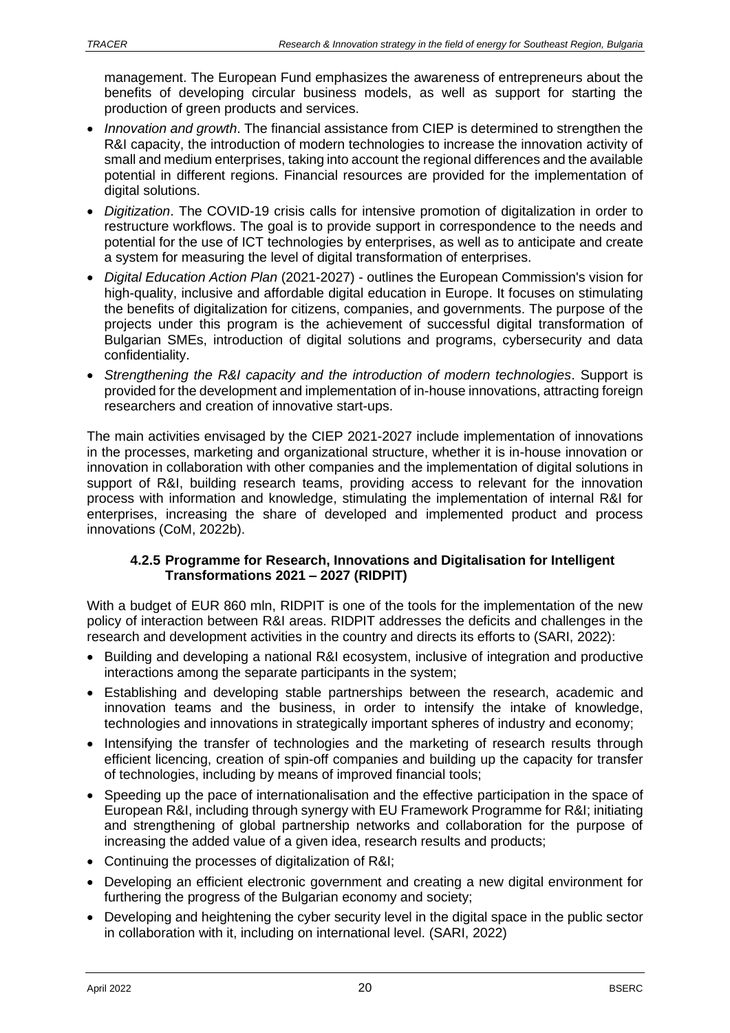management. The European Fund emphasizes the awareness of entrepreneurs about the benefits of developing circular business models, as well as support for starting the production of green products and services.

- *Innovation and growth*. The financial assistance from CIEP is determined to strengthen the R&I capacity, the introduction of modern technologies to increase the innovation activity of small and medium enterprises, taking into account the regional differences and the available potential in different regions. Financial resources are provided for the implementation of digital solutions.
- *Digitization*. The COVID-19 crisis calls for intensive promotion of digitalization in order to restructure workflows. The goal is to provide support in correspondence to the needs and potential for the use of ICT technologies by enterprises, as well as to anticipate and create a system for measuring the level of digital transformation of enterprises.
- *Digital Education Action Plan* (2021-2027) - outlines the European Commission's vision for high-quality, inclusive and affordable digital education in Europe. It focuses on stimulating the benefits of digitalization for citizens, companies, and governments. The purpose of the projects under this program is the achievement of successful digital transformation of Bulgarian SMEs, introduction of digital solutions and programs, cybersecurity and data confidentiality.
- *Strengthening the R&I capacity and the introduction of modern technologies*. Support is provided for the development and implementation of in-house innovations, attracting foreign researchers and creation of innovative start-ups.

The main activities envisaged by the CIEP 2021-2027 include implementation of innovations in the processes, marketing and organizational structure, whether it is in-house innovation or innovation in collaboration with other companies and the implementation of digital solutions in support of R&I, building research teams, providing access to relevant for the innovation process with information and knowledge, stimulating the implementation of internal R&I for enterprises, increasing the share of developed and implemented product and process innovations (CoM, 2022b).

#### 4.2.5 Programme for Research, Innovations and Digitalisation for Intelligent Transformations 2021 – 2027 (RIDPIT)

With a budget of EUR 860 mln, RIDPIT is one of the tools for the implementation of the new policy of interaction between R&I areas. RIDPIT addresses the deficits and challenges in the research and development activities in the country and directs its efforts to (SARI, 2022):

- Building and developing a national R&I ecosystem, inclusive of integration and productive interactions among the separate participants in the system;
- Establishing and developing stable partnerships between the research, academic and innovation teams and the business, in order to intensify the intake of knowledge, technologies and innovations in strategically important spheres of industry and economy;
- Intensifying the transfer of technologies and the marketing of research results through efficient licencing, creation of spin-off companies and building up the capacity for transfer of technologies, including by means of improved financial tools;
- Speeding up the pace of internationalisation and the effective participation in the space of European R&I, including through synergy with EU Framework Programme for R&I; initiating and strengthening of global partnership networks and collaboration for the purpose of increasing the added value of a given idea, research results and products;
- Continuing the processes of digitalization of R&I;
- Developing an efficient electronic government and creating a new digital environment for furthering the progress of the Bulgarian economy and society;
- Developing and heightening the cyber security level in the digital space in the public sector in collaboration with it, including on international level. (SARI, 2022)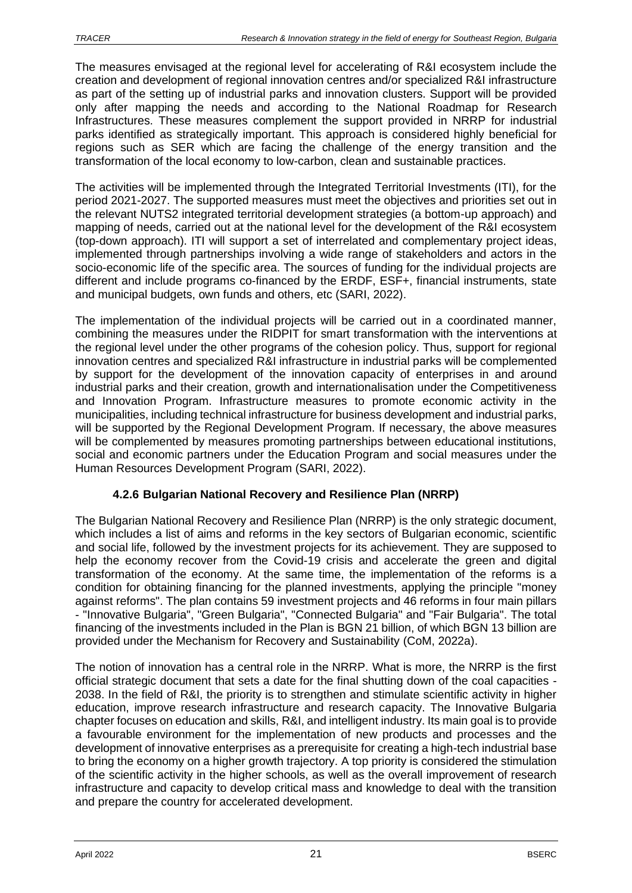The measures envisaged at the regional level for accelerating of R&I ecosystem include the creation and development of regional innovation centres and/or specialized R&I infrastructure as part of the setting up of industrial parks and innovation clusters. Support will be provided only after mapping the needs and according to the National Roadmap for Research Infrastructures. These measures complement the support provided in NRRP for industrial parks identified as strategically important. This approach is considered highly beneficial for regions such as SER which are facing the challenge of the energy transition and the transformation of the local economy to low-carbon, clean and sustainable practices.

The activities will be implemented through the Integrated Territorial Investments (ITI), for the period 2021-2027. The supported measures must meet the objectives and priorities set out in the relevant NUTS2 integrated territorial development strategies (a bottom-up approach) and mapping of needs, carried out at the national level for the development of the R&I ecosystem (top-down approach). ITI will support a set of interrelated and complementary project ideas, implemented through partnerships involving a wide range of stakeholders and actors in the socio-economic life of the specific area. The sources of funding for the individual projects are different and include programs co-financed by the ERDF, ESF+, financial instruments, state and municipal budgets, own funds and others, etc (SARI, 2022).

The implementation of the individual projects will be carried out in a coordinated manner, combining the measures under the RIDPIT for smart transformation with the interventions at the regional level under the other programs of the cohesion policy. Thus, support for regional innovation centres and specialized R&I infrastructure in industrial parks will be complemented by support for the development of the innovation capacity of enterprises in and around industrial parks and their creation, growth and internationalisation under the Competitiveness and Innovation Program. Infrastructure measures to promote economic activity in the municipalities, including technical infrastructure for business development and industrial parks, will be supported by the Regional Development Program. If necessary, the above measures will be complemented by measures promoting partnerships between educational institutions, social and economic partners under the Education Program and social measures under the Human Resources Development Program (SARI, 2022).

### 4.2.6 Bulgarian National Recovery and Resilience Plan (NRRP)

The Bulgarian National Recovery and Resilience Plan (NRRP) is the only strategic document, which includes a list of aims and reforms in the key sectors of Bulgarian economic, scientific and social life, followed by the investment projects for its achievement. They are supposed to help the economy recover from the Covid-19 crisis and accelerate the green and digital transformation of the economy. At the same time, the implementation of the reforms is a condition for obtaining financing for the planned investments, applying the principle "money against reforms". The plan contains 59 investment projects and 46 reforms in four main pillars - "Innovative Bulgaria", "Green Bulgaria", "Connected Bulgaria" and "Fair Bulgaria". The total financing of the investments included in the Plan is BGN 21 billion, of which BGN 13 billion are provided under the Mechanism for Recovery and Sustainability (CoM, 2022a).

The notion of innovation has a central role in the NRRP. What is more, the NRRP is the first official strategic document that sets a date for the final shutting down of the coal capacities - 2038. In the field of R&I, the priority is to strengthen and stimulate scientific activity in higher education, improve research infrastructure and research capacity. The Innovative Bulgaria chapter focuses on education and skills, R&I, and intelligent industry. Its main goal is to provide a favourable environment for the implementation of new products and processes and the development of innovative enterprises as a prerequisite for creating a high-tech industrial base to bring the economy on a higher growth trajectory. A top priority is considered the stimulation of the scientific activity in the higher schools, as well as the overall improvement of research infrastructure and capacity to develop critical mass and knowledge to deal with the transition and prepare the country for accelerated development.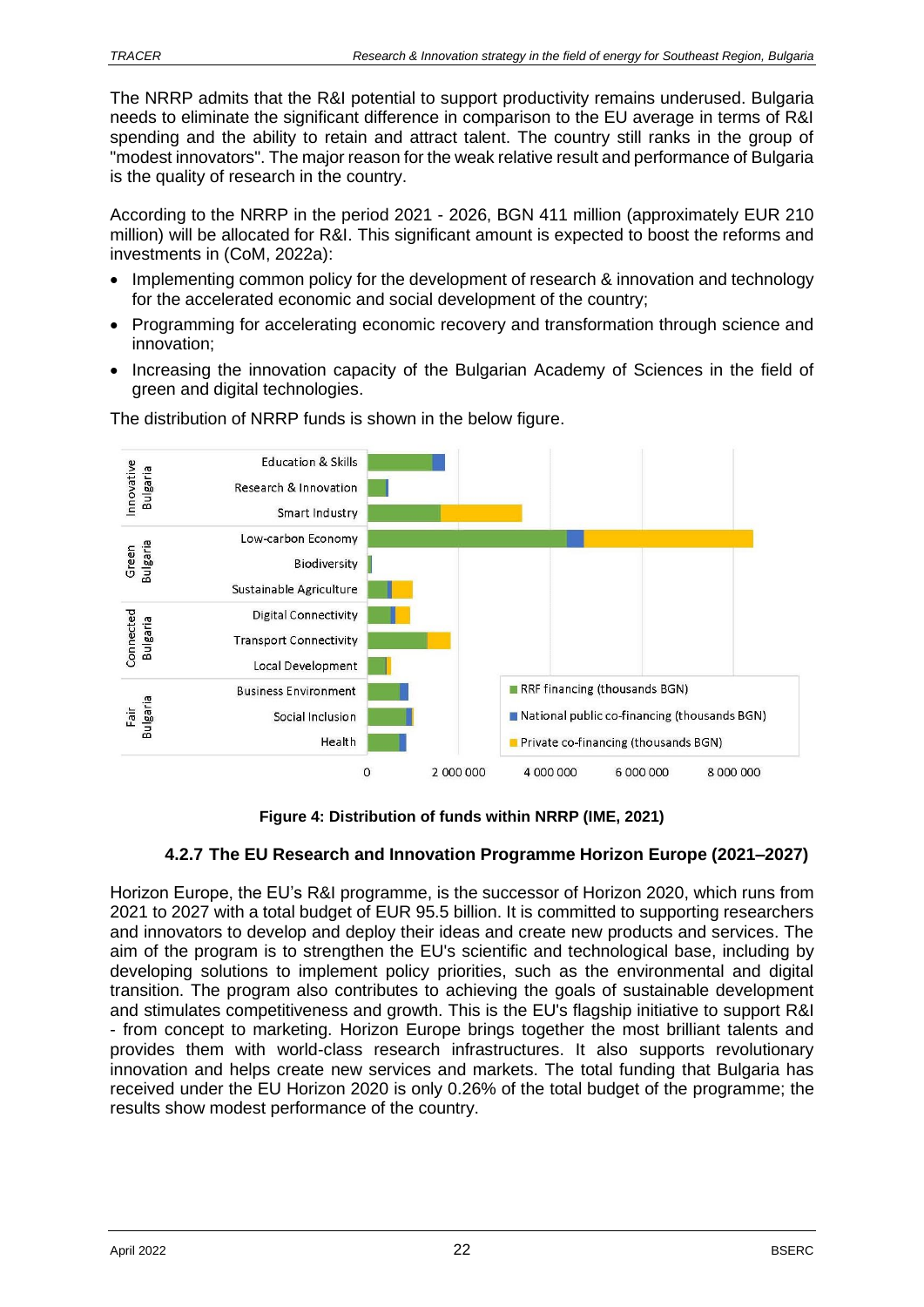The NRRP admits that the R&I potential to support productivity remains underused. Bulgaria needs to eliminate the significant difference in comparison to the EU average in terms of R&I spending and the ability to retain and attract talent. The country still ranks in the group of "modest innovators". The major reason for the weak relative result and performance of Bulgaria is the quality of research in the country.

According to the NRRP in the period 2021 - 2026, BGN 411 million (approximately EUR 210 million) will be allocated for R&I. This significant amount is expected to boost the reforms and investments in (CoM, 2022a):

- Implementing common policy for the development of research & innovation and technology for the accelerated economic and social development of the country;
- Programming for accelerating economic recovery and transformation through science and innovation;
- Increasing the innovation capacity of the Bulgarian Academy of Sciences in the field of green and digital technologies.

The distribution of NRRP funds is shown in the below figure.

**Figure 4: Distribution of funds within NRRP (IME, 2021)**

### 4.2.7 The EU Research and Innovation Programme Horizon Europe (2021–2027)

Horizon Europe, the EU's R&I programme, is the successor of Horizon 2020, which runs from 2021 to 2027 with a total budget of EUR 95.5 billion. It is committed to supporting researchers and innovators to develop and deploy their ideas and create new products and services. The aim of the program is to strengthen the EU's scientific and technological base, including by developing solutions to implement policy priorities, such as the environmental and digital transition. The program also contributes to achieving the goals of sustainable development and stimulates competitiveness and growth. This is the EU's flagship initiative to support R&I - from concept to marketing. Horizon Europe brings together the most brilliant talents and provides them with world-class research infrastructures. It also supports revolutionary innovation and helps create new services and markets. The total funding that Bulgaria has received under the EU Horizon 2020 is only 0.26% of the total budget of the programme; the results show modest performance of the country.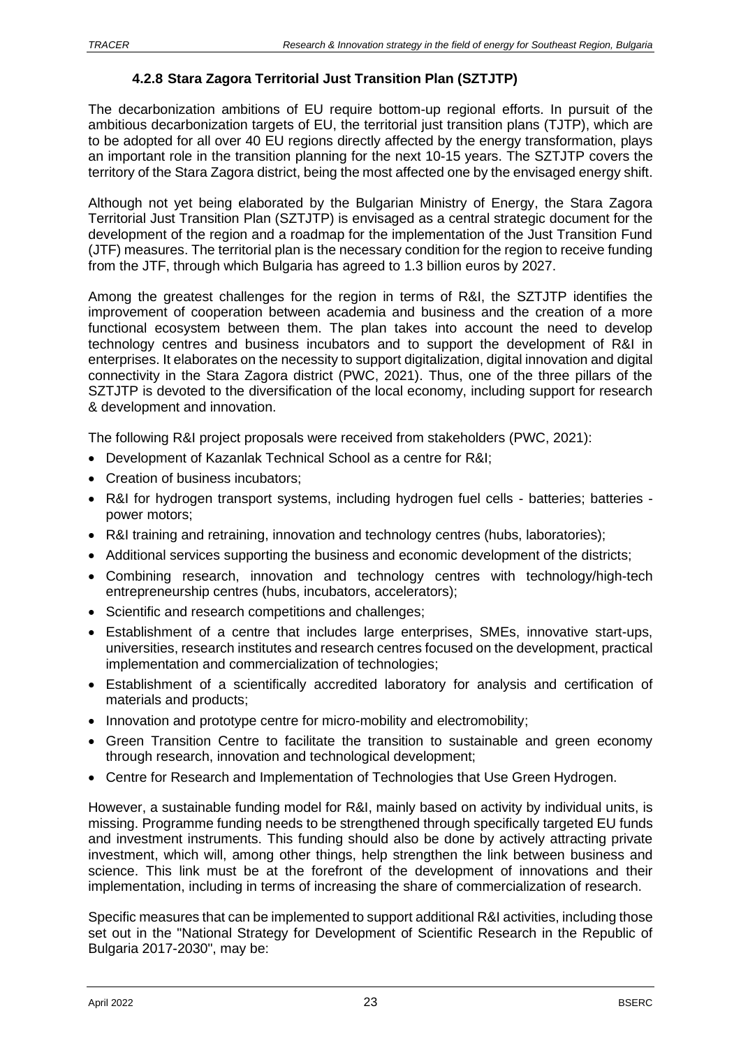### 4.2.8 Stara Zagora Territorial Just Transition Plan (SZTJTP)

The decarbonization ambitions of EU require bottom-up regional efforts. In pursuit of the ambitious decarbonization targets of EU, the territorial just transition plans (TJTP), which are to be adopted for all over 40 EU regions directly affected by the energy transformation, plays an important role in the transition planning for the next 10-15 years. The SZTJTP covers the territory of the Stara Zagora district, being the most affected one by the envisaged energy shift.

Although not yet being elaborated by the Bulgarian Ministry of Energy, the Stara Zagora Territorial Just Transition Plan (SZTJTP) is envisaged as a central strategic document for the development of the region and a roadmap for the implementation of the Just Transition Fund (JTF) measures. The territorial plan is the necessary condition for the region to receive funding from the JTF, through which Bulgaria has agreed to 1.3 billion euros by 2027.

Among the greatest challenges for the region in terms of R&I, the SZTJTP identifies the improvement of cooperation between academia and business and the creation of a more functional ecosystem between them. The plan takes into account the need to develop technology centres and business incubators and to support the development of R&I in enterprises. It elaborates on the necessity to support digitalization, digital innovation and digital connectivity in the Stara Zagora district (PWC, 2021). Thus, one of the three pillars of the SZTJTP is devoted to the diversification of the local economy, including support for research & development and innovation.

The following R&I project proposals were received from stakeholders (PWC, 2021):

- Development of Kazanlak Technical School as a centre for R&I;
- Creation of business incubators;
- R&I for hydrogen transport systems, including hydrogen fuel cells - batteries; batteries - power motors;
- R&I training and retraining, innovation and technology centres (hubs, laboratories);
- Additional services supporting the business and economic development of the districts;
- Combining research, innovation and technology centres with technology/high-tech entrepreneurship centres (hubs, incubators, accelerators);
- Scientific and research competitions and challenges;
- Establishment of a centre that includes large enterprises, SMEs, innovative start-ups, universities, research institutes and research centres focused on the development, practical implementation and commercialization of technologies;
- Establishment of a scientifically accredited laboratory for analysis and certification of materials and products;
- Innovation and prototype centre for micro-mobility and electromobility;
- Green Transition Centre to facilitate the transition to sustainable and green economy through research, innovation and technological development;
- Centre for Research and Implementation of Technologies that Use Green Hydrogen.

However, a sustainable funding model for R&I, mainly based on activity by individual units, is missing. Programme funding needs to be strengthened through specifically targeted EU funds and investment instruments. This funding should also be done by actively attracting private investment, which will, among other things, help strengthen the link between business and science. This link must be at the forefront of the development of innovations and their implementation, including in terms of increasing the share of commercialization of research.

Specific measures that can be implemented to support additional R&I activities, including those set out in the "National Strategy for Development of Scientific Research in the Republic of Bulgaria 2017-2030", may be: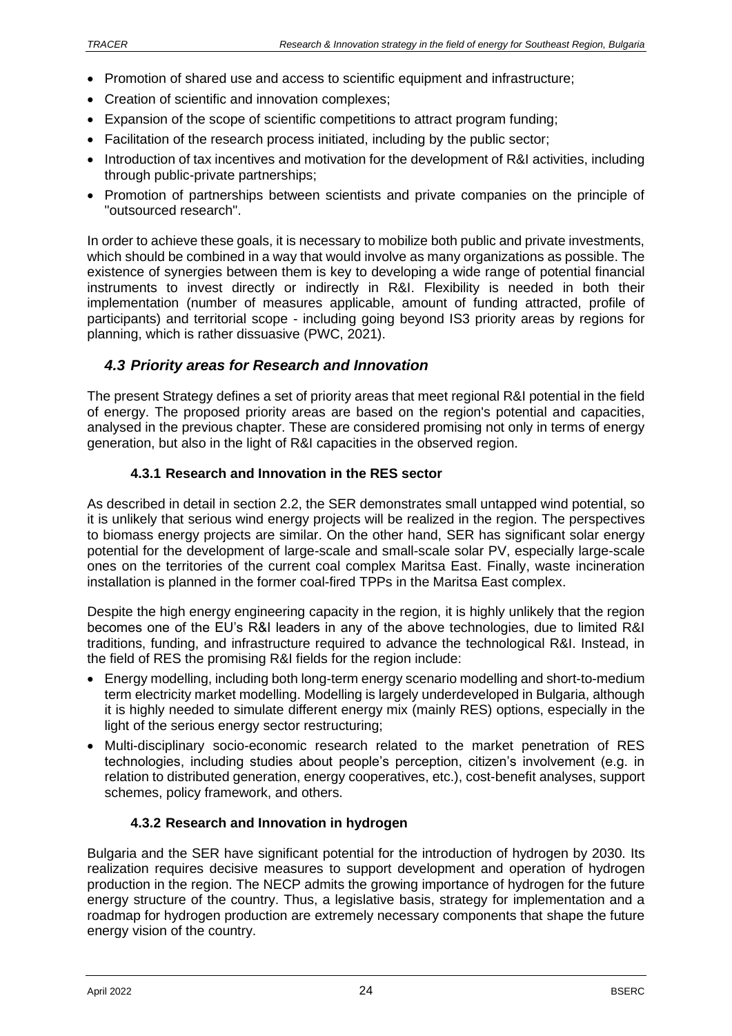- Promotion of shared use and access to scientific equipment and infrastructure;
- Creation of scientific and innovation complexes;
- Expansion of the scope of scientific competitions to attract program funding;
- Facilitation of the research process initiated, including by the public sector;
- Introduction of tax incentives and motivation for the development of R&I activities, including through public-private partnerships;
- Promotion of partnerships between scientists and private companies on the principle of "outsourced research".

In order to achieve these goals, it is necessary to mobilize both public and private investments, which should be combined in a way that would involve as many organizations as possible. The existence of synergies between them is key to developing a wide range of potential financial instruments to invest directly or indirectly in R&I. Flexibility is needed in both their implementation (number of measures applicable, amount of funding attracted, profile of participants) and territorial scope - including going beyond IS3 priority areas by regions for planning, which is rather dissuasive (PWC, 2021).

## *4.3 Priority areas for Research and Innovation*

The present Strategy defines a set of priority areas that meet regional R&I potential in the field of energy. The proposed priority areas are based on the region's potential and capacities, analysed in the previous chapter. These are considered promising not only in terms of energy generation, but also in the light of R&I capacities in the observed region.

### 4.3.1 Research and Innovation in the RES sector

As described in detail in section 2.2, the SER demonstrates small untapped wind potential, so it is unlikely that serious wind energy projects will be realized in the region. The perspectives to biomass energy projects are similar. On the other hand, SER has significant solar energy potential for the development of large-scale and small-scale solar PV, especially large-scale ones on the territories of the current coal complex Maritsa East. Finally, waste incineration installation is planned in the former coal-fired TPPs in the Maritsa East complex.

Despite the high energy engineering capacity in the region, it is highly unlikely that the region becomes one of the EU's R&I leaders in any of the above technologies, due to limited R&I traditions, funding, and infrastructure required to advance the technological R&I. Instead, in the field of RES the promising R&I fields for the region include:

- Energy modelling, including both long-term energy scenario modelling and short-to-medium term electricity market modelling. Modelling is largely underdeveloped in Bulgaria, although it is highly needed to simulate different energy mix (mainly RES) options, especially in the light of the serious energy sector restructuring;
- Multi-disciplinary socio-economic research related to the market penetration of RES technologies, including studies about people's perception, citizen's involvement (e.g. in relation to distributed generation, energy cooperatives, etc.), cost-benefit analyses, support schemes, policy framework, and others.

### 4.3.2 Research and Innovation in hydrogen

Bulgaria and the SER have significant potential for the introduction of hydrogen by 2030. Its realization requires decisive measures to support development and operation of hydrogen production in the region. The NECP admits the growing importance of hydrogen for the future energy structure of the country. Thus, a legislative basis, strategy for implementation and a roadmap for hydrogen production are extremely necessary components that shape the future energy vision of the country.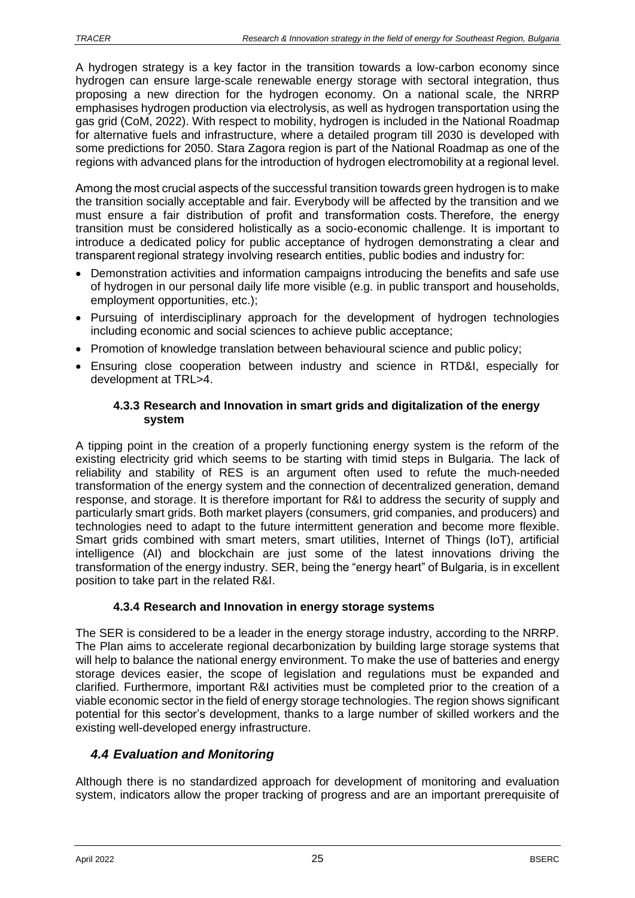A hydrogen strategy is a key factor in the transition towards a low-carbon economy since hydrogen can ensure large-scale renewable energy storage with sectoral integration, thus proposing a new direction for the hydrogen economy. On a national scale, the NRRP emphasises hydrogen production via electrolysis, as well as hydrogen transportation using the gas grid (CoM, 2022). With respect to mobility, hydrogen is included in the National Roadmap for alternative fuels and infrastructure, where a detailed program till 2030 is developed with some predictions for 2050. Stara Zagora region is part of the National Roadmap as one of the regions with advanced plans for the introduction of hydrogen electromobility at a regional level.

Among the most crucial aspects of the successful transition towards green hydrogen is to make the transition socially acceptable and fair. Everybody will be affected by the transition and we must ensure a fair distribution of profit and transformation costs. Therefore, the energy transition must be considered holistically as a socio-economic challenge. It is important to introduce a dedicated policy for public acceptance of hydrogen demonstrating a clear and transparent regional strategy involving research entities, public bodies and industry for:

- Demonstration activities and information campaigns introducing the benefits and safe use of hydrogen in our personal daily life more visible (e.g. in public transport and households, employment opportunities, etc.);
- Pursuing of interdisciplinary approach for the development of hydrogen technologies including economic and social sciences to achieve public acceptance;
- Promotion of knowledge translation between behavioural science and public policy;
- Ensuring close cooperation between industry and science in RTD&I, especially for development at TRL>4.

#### 4.3.3 Research and Innovation in smart grids and digitalization of the energy system

A tipping point in the creation of a properly functioning energy system is the reform of the existing electricity grid which seems to be starting with timid steps in Bulgaria. The lack of reliability and stability of RES is an argument often used to refute the much-needed transformation of the energy system and the connection of decentralized generation, demand response, and storage. It is therefore important for R&I to address the security of supply and particularly smart grids. Both market players (consumers, grid companies, and producers) and technologies need to adapt to the future intermittent generation and become more flexible. Smart grids combined with smart meters, smart utilities, Internet of Things (IoT), artificial intelligence (AI) and blockchain are just some of the latest innovations driving the transformation of the energy industry. SER, being the "energy heart" of Bulgaria, is in excellent position to take part in the related R&I.

#### 4.3.4 Research and Innovation in energy storage systems

The SER is considered to be a leader in the energy storage industry, according to the NRRP. The Plan aims to accelerate regional decarbonization by building large storage systems that will help to balance the national energy environment. To make the use of batteries and energy storage devices easier, the scope of legislation and regulations must be expanded and clarified. Furthermore, important R&I activities must be completed prior to the creation of a viable economic sector in the field of energy storage technologies. The region shows significant potential for this sector's development, thanks to a large number of skilled workers and the existing well-developed energy infrastructure.

### *4.4 Evaluation and Monitoring*

Although there is no standardized approach for development of monitoring and evaluation system, indicators allow the proper tracking of progress and are an important prerequisite of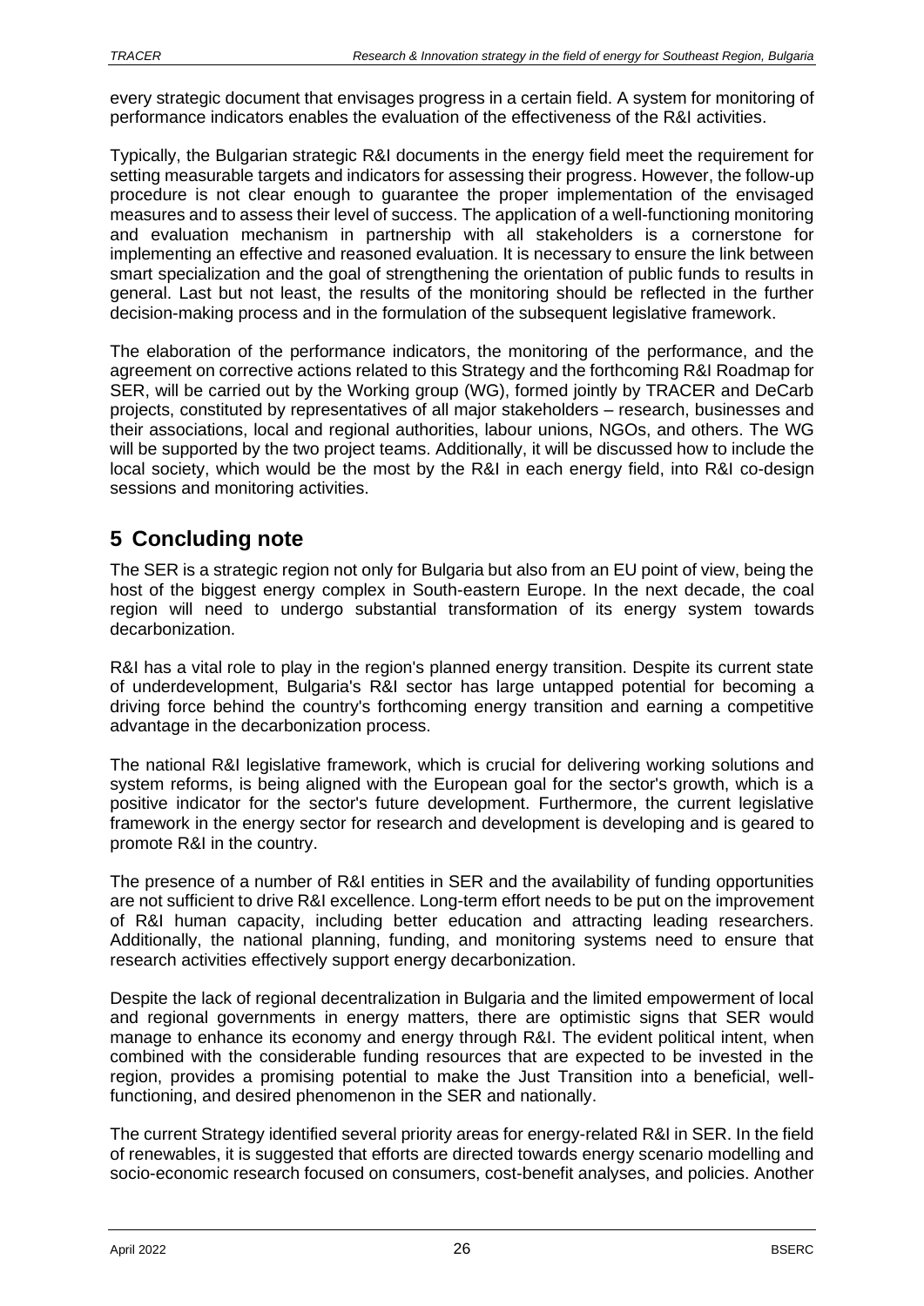every strategic document that envisages progress in a certain field. A system for monitoring of performance indicators enables the evaluation of the effectiveness of the R&I activities.

Typically, the Bulgarian strategic R&I documents in the energy field meet the requirement for setting measurable targets and indicators for assessing their progress. However, the follow-up procedure is not clear enough to guarantee the proper implementation of the envisaged measures and to assess their level of success. The application of a well-functioning monitoring and evaluation mechanism in partnership with all stakeholders is a cornerstone for implementing an effective and reasoned evaluation. It is necessary to ensure the link between smart specialization and the goal of strengthening the orientation of public funds to results in general. Last but not least, the results of the monitoring should be reflected in the further decision-making process and in the formulation of the subsequent legislative framework.

The elaboration of the performance indicators, the monitoring of the performance, and the agreement on corrective actions related to this Strategy and the forthcoming R&I Roadmap for SER, will be carried out by the Working group (WG), formed jointly by TRACER and DeCarb projects, constituted by representatives of all major stakeholders – research, businesses and their associations, local and regional authorities, labour unions, NGOs, and others. The WG will be supported by the two project teams. Additionally, it will be discussed how to include the local society, which would be the most by the R&I in each energy field, into R&I co-design sessions and monitoring activities.

# 5 Concluding note

The SER is a strategic region not only for Bulgaria but also from an EU point of view, being the host of the biggest energy complex in South-eastern Europe. In the next decade, the coal region will need to undergo substantial transformation of its energy system towards decarbonization.

R&I has a vital role to play in the region's planned energy transition. Despite its current state of underdevelopment, Bulgaria's R&I sector has large untapped potential for becoming a driving force behind the country's forthcoming energy transition and earning a competitive advantage in the decarbonization process.

The national R&I legislative framework, which is crucial for delivering working solutions and system reforms, is being aligned with the European goal for the sector's growth, which is a positive indicator for the sector's future development. Furthermore, the current legislative framework in the energy sector for research and development is developing and is geared to promote R&I in the country.

The presence of a number of R&I entities in SER and the availability of funding opportunities are not sufficient to drive R&I excellence. Long-term effort needs to be put on the improvement of R&I human capacity, including better education and attracting leading researchers. Additionally, the national planning, funding, and monitoring systems need to ensure that research activities effectively support energy decarbonization.

Despite the lack of regional decentralization in Bulgaria and the limited empowerment of local and regional governments in energy matters, there are optimistic signs that SER would manage to enhance its economy and energy through R&I. The evident political intent, when combined with the considerable funding resources that are expected to be invested in the region, provides a promising potential to make the Just Transition into a beneficial, well-functioning, and desired phenomenon in the SER and nationally.

The current Strategy identified several priority areas for energy-related R&I in SER. In the field of renewables, it is suggested that efforts are directed towards energy scenario modelling and socio-economic research focused on consumers, cost-benefit analyses, and policies. Another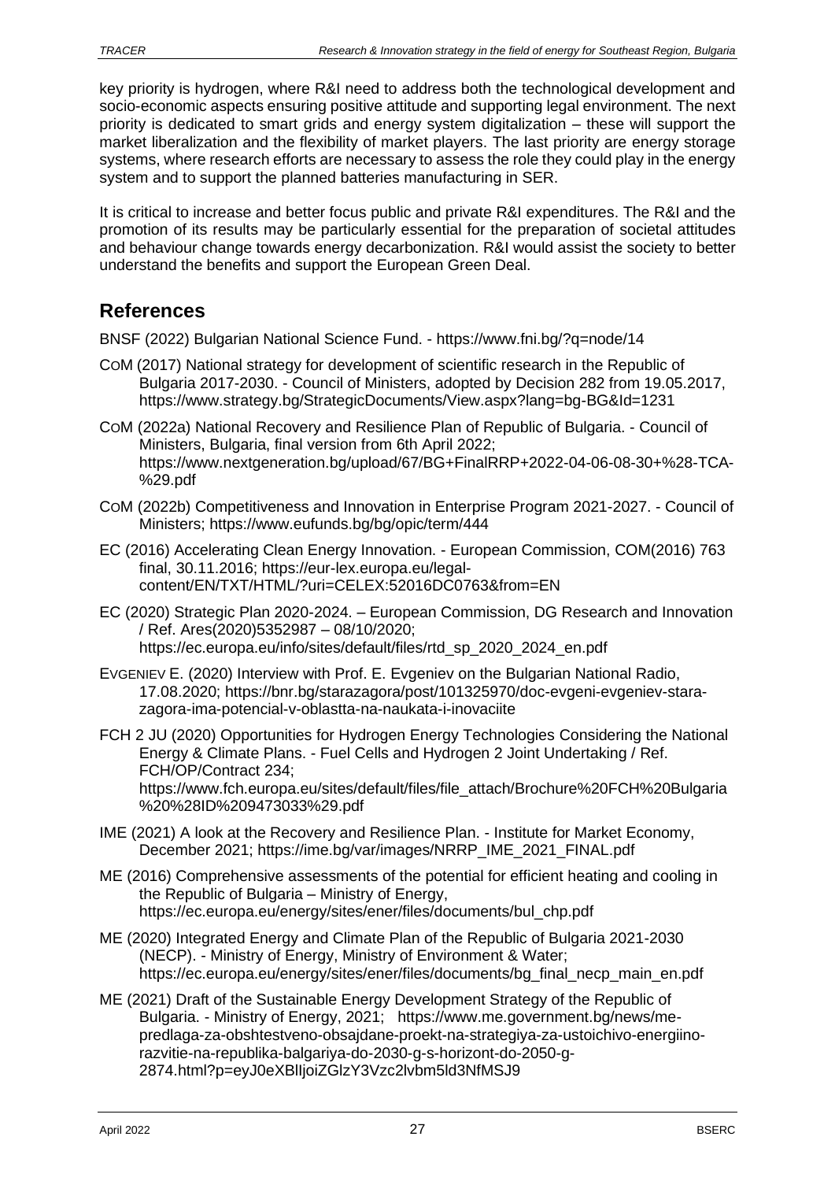key priority is hydrogen, where R&I need to address both the technological development and socio-economic aspects ensuring positive attitude and supporting legal environment. The next priority is dedicated to smart grids and energy system digitalization – these will support the market liberalization and the flexibility of market players. The last priority are energy storage systems, where research efforts are necessary to assess the role they could play in the energy system and to support the planned batteries manufacturing in SER.

It is critical to increase and better focus public and private R&I expenditures. The R&I and the promotion of its results may be particularly essential for the preparation of societal attitudes and behaviour change towards energy decarbonization. R&I would assist the society to better understand the benefits and support the European Green Deal.

## References

BNSF (2022) Bulgarian National Science Fund. - https://www.fni.bg/?q=node/14

COM (2017) National strategy for development of scientific research in the Republic of Bulgaria 2017-2030. - Council of Ministers, adopted by Decision 282 from 19.05.2017, https://www.strategy.bg/StrategicDocuments/View.aspx?lang=bg-BG&Id=1231

COM (2022a) National Recovery and Resilience Plan of Republic of Bulgaria. - Council of Ministers, Bulgaria, final version from 6th April 2022; https://www.nextgeneration.bg/upload/67/BG+FinalRRP+2022-04-06-08-30+%28-TCA-%29.pdf

COM (2022b) Competitiveness and Innovation in Enterprise Program 2021-2027. - Council of Ministers; https://www.eufunds.bg/bg/opic/term/444

EC (2016) Accelerating Clean Energy Innovation. - European Commission, COM(2016) 763 final, 30.11.2016; https://eur-lex.europa.eu/legal-content/EN/TXT/HTML/?uri=CELEX:52016DC0763&from=EN

EC (2020) Strategic Plan 2020-2024. – European Commission, DG Research and Innovation / Ref. Ares(2020)5352987 – 08/10/2020; https://ec.europa.eu/info/sites/default/files/rtd_sp_2020_2024_en.pdf

EVGENIEV E. (2020) Interview with Prof. E. Evgeniev on the Bulgarian National Radio, 17.08.2020; https://bnr.bg/starazagora/post/101325970/doc-evgeni-evgeniev-stara-zagora-ima-potencial-v-oblastta-na-naukata-i-inovaciite

FCH 2 JU (2020) Opportunities for Hydrogen Energy Technologies Considering the National Energy & Climate Plans. - Fuel Cells and Hydrogen 2 Joint Undertaking / Ref. FCH/OP/Contract 234; https://www.fch.europa.eu/sites/default/files/file_attach/Brochure%20FCH%20Bulgaria%20%28ID%209473033%29.pdf

IME (2021) A look at the Recovery and Resilience Plan. - Institute for Market Economy, December 2021; https://ime.bg/var/images/NRRP_IME_2021_FINAL.pdf

ME (2016) Comprehensive assessments of the potential for efficient heating and cooling in the Republic of Bulgaria – Ministry of Energy, https://ec.europa.eu/energy/sites/ener/files/documents/bul_chp.pdf

ME (2020) Integrated Energy and Climate Plan of the Republic of Bulgaria 2021-2030 (NECP). - Ministry of Energy, Ministry of Environment & Water; https://ec.europa.eu/energy/sites/ener/files/documents/bg_final_necp_main_en.pdf

ME (2021) Draft of the Sustainable Energy Development Strategy of the Republic of Bulgaria. - Ministry of Energy, 2021; https://www.me.government.bg/news/me-predlaga-za-obshtestveno-obsajdane-proekt-na-strategiya-za-ustoichivo-energiino-razvitie-na-republika-balgariya-do-2030-g-s-horizont-do-2050-g-2874.html?p=eyJ0eXBlIjoiZGlzY3Vzc2lvbm5ld3NfMSJ9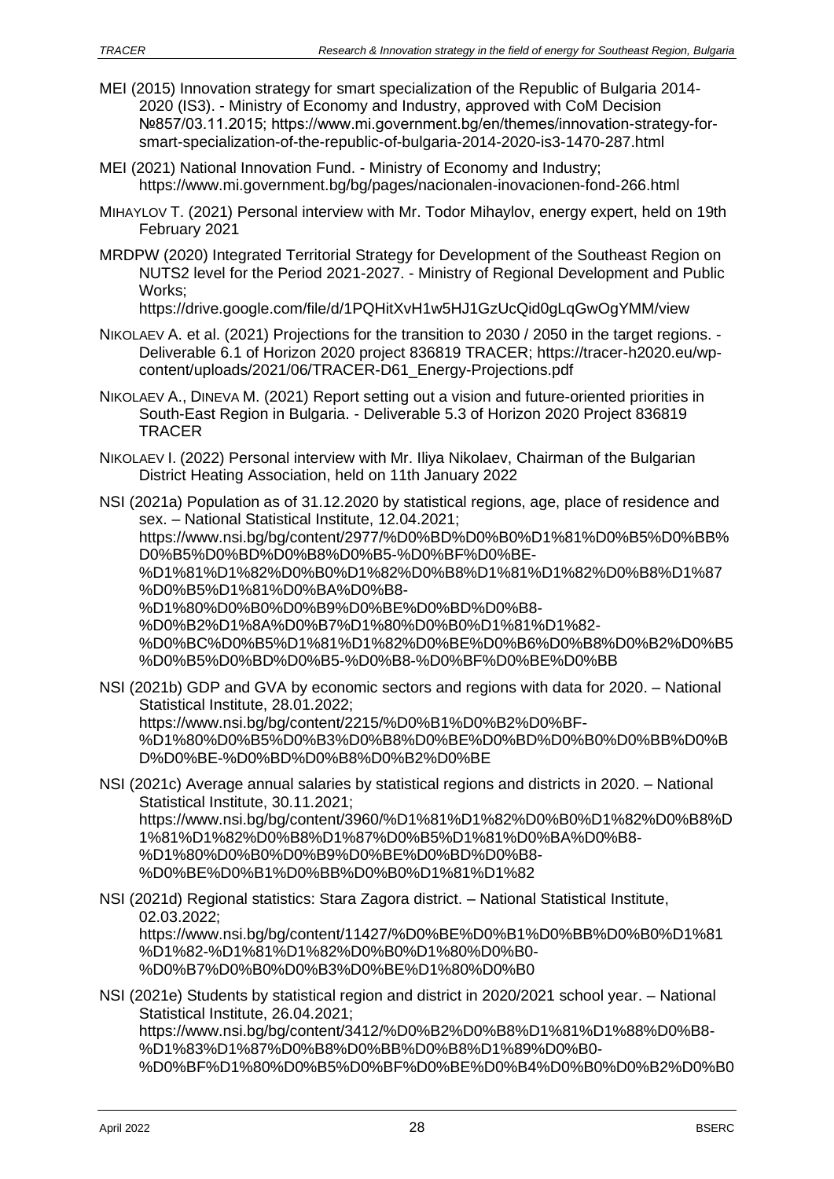MEI (2015) Innovation strategy for smart specialization of the Republic of Bulgaria 2014-2020 (IS3). - Ministry of Economy and Industry, approved with CoM Decision №857/03.11.2015; https://www.mi.government.bg/en/themes/innovation-strategy-for-smart-specialization-of-the-republic-of-bulgaria-2014-2020-is3-1470-287.html

MEI (2021) National Innovation Fund. - Ministry of Economy and Industry; https://www.mi.government.bg/bg/pages/nacionalen-inovacionen-fond-266.html

MIHAYLOV T. (2021) Personal interview with Mr. Todor Mihaylov, energy expert, held on 19th February 2021

MRDPW (2020) Integrated Territorial Strategy for Development of the Southeast Region on NUTS2 level for the Period 2021-2027. - Ministry of Regional Development and Public Works; https://drive.google.com/file/d/1PQHitXvH1w5HJ1GzUcQid0gLqGwOgYMM/view

NIKOLAEV A. et al. (2021) Projections for the transition to 2030 / 2050 in the target regions. - Deliverable 6.1 of Horizon 2020 project 836819 TRACER; https://tracer-h2020.eu/wp-content/uploads/2021/06/TRACER-D61_Energy-Projections.pdf

NIKOLAEV A., DINEVA M. (2021) Report setting out a vision and future-oriented priorities in South-East Region in Bulgaria. - Deliverable 5.3 of Horizon 2020 Project 836819 TRACER

NIKOLAEV I. (2022) Personal interview with Mr. Iliya Nikolaev, Chairman of the Bulgarian District Heating Association, held on 11th January 2022

NSI (2021a) Population as of 31.12.2020 by statistical regions, age, place of residence and sex. – National Statistical Institute, 12.04.2021; https://www.nsi.bg/bg/content/2977/%D0%BD%D0%B0%D1%81%D0%B5%D0%BB%D0%B5%D0%BD%D0%B8%D0%B5-%D0%BF%D0%BE-%D1%81%D1%82%D0%B0%D1%82%D0%B8%D1%81%D1%82%D0%B8%D1%87%D0%B5%D1%81%D0%BA%D0%B8-%D1%80%D0%B0%D0%B9%D0%BE%D0%BD%D0%B8-%D0%B2%D1%8A%D0%B7%D1%80%D0%B0%D1%81%D1%82-%D0%BC%D0%B5%D1%81%D1%82%D0%BE%D0%B6%D0%B8%D0%B2%D0%B5%D0%B5%D0%BD%D0%B5-%D0%B8-%D0%BF%D0%BE%D0%BB

NSI (2021b) GDP and GVA by economic sectors and regions with data for 2020. – National Statistical Institute, 28.01.2022; https://www.nsi.bg/bg/content/2215/%D0%B1%D0%B2%D0%BF-%D1%80%D0%B5%D0%B3%D0%B8%D0%BE%D0%BD%D0%B0%D0%BB%D0%BD%D0%BE-%D0%BD%D0%B8%D0%B2%D0%BE

NSI (2021c) Average annual salaries by statistical regions and districts in 2020. – National Statistical Institute, 30.11.2021; https://www.nsi.bg/bg/content/3960/%D1%81%D1%82%D0%B0%D1%82%D0%B8%D1%81%D1%82%D0%B8%D1%87%D0%B5%D1%81%D0%BA%D0%B8-%D1%80%D0%B0%D0%B9%D0%BE%D0%BD%D0%B8-%D0%BE%D0%B1%D0%BB%D0%B0%D1%81%D1%82

NSI (2021d) Regional statistics: Stara Zagora district. – National Statistical Institute, 02.03.2022; https://www.nsi.bg/bg/content/11427/%D0%BE%D0%B1%D0%BB%D0%B0%D1%81%D1%82-%D1%81%D1%82%D0%B0%D1%80%D0%B0-%D0%B7%D0%B0%D0%B3%D0%BE%D1%80%D0%B0

NSI (2021e) Students by statistical region and district in 2020/2021 school year. – National Statistical Institute, 26.04.2021; https://www.nsi.bg/bg/content/3412/%D0%B2%D0%B8%D1%81%D1%88%D0%B8-%D1%83%D1%87%D0%B8%D0%BB%D0%B8%D1%89%D0%B0-%D0%BF%D1%80%D0%B5%D0%BF%D0%BE%D0%B4%D0%B0%D0%B2%D0%B0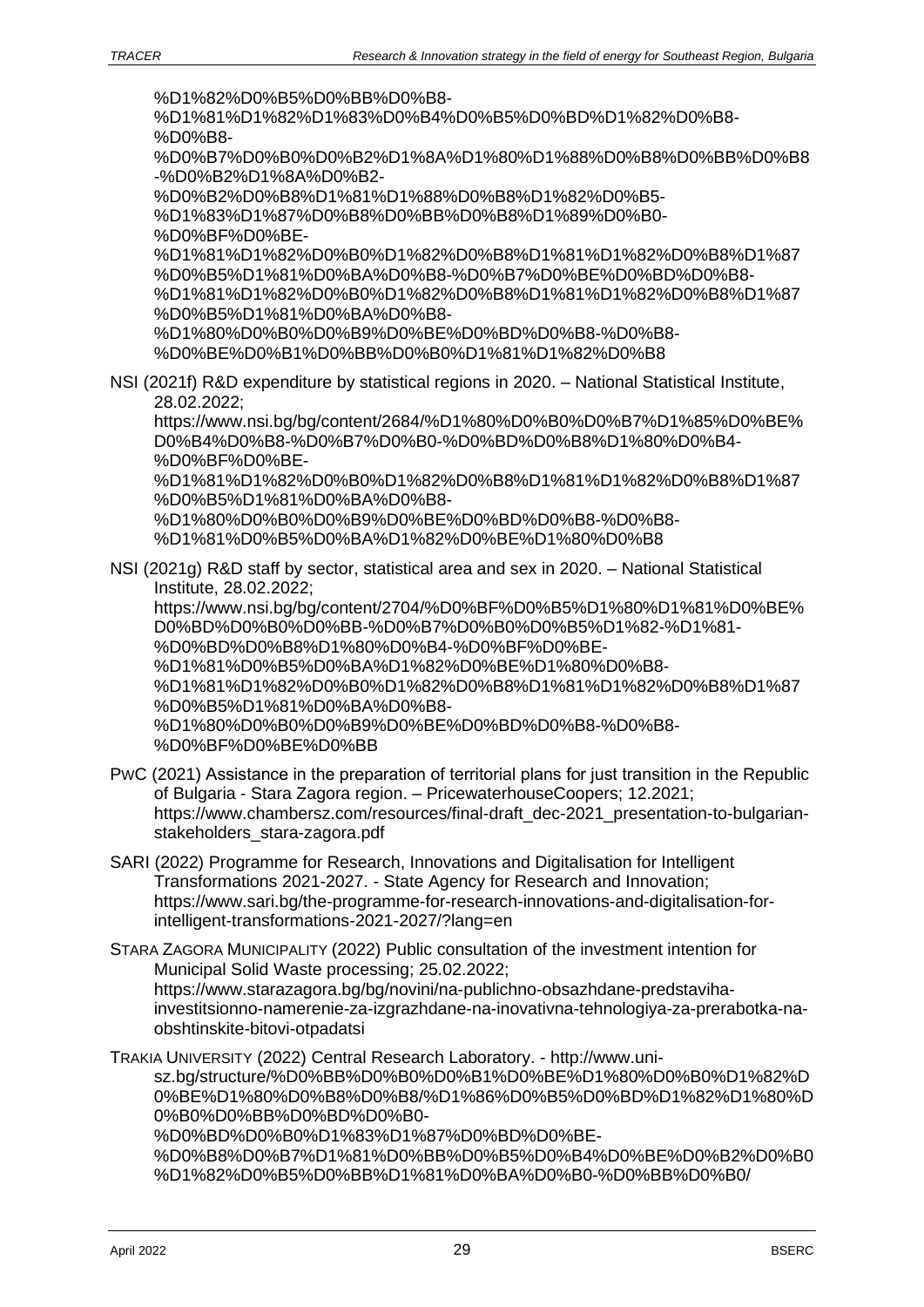%D1%82%D0%B5%D0%BB%D0%B8-
%D1%81%D1%82%D1%83%D0%B4%D0%B5%D0%BD%D1%82%D0%B8-
%D0%B8-
%D0%B7%D0%B0%D0%B2%D1%8A%D1%80%D1%88%D0%B8%D0%BB%D0%B8-%D0%B2%D1%8A%D0%B2-
%D0%B2%D0%B8%D1%81%D1%88%D0%B8%D1%82%D0%B5-
%D1%83%D1%87%D0%B8%D0%BB%D0%B8%D1%89%D0%B0-
%D0%BF%D0%BE-
%D1%81%D1%82%D0%B0%D1%82%D0%B8%D1%81%D1%82%D0%B8%D1%87%D0%B5%D1%81%D0%BA%D0%B8-%D0%B7%D0%BE%D0%BD%D0%B8-
%D1%81%D1%82%D0%B0%D1%82%D0%B8%D1%81%D1%82%D0%B8%D1%87%D0%B5%D1%81%D0%BA%D0%B8-
%D1%80%D0%B0%D0%B9%D0%BE%D0%BD%D0%B8-%D0%B8-
%D0%BE%D0%B1%D0%BB%D0%B0%D1%81%D1%82%D0%B8

NSI (2021f) R&D expenditure by statistical regions in 2020. – National Statistical Institute, 28.02.2022; https://www.nsi.bg/bg/content/2684/%D1%80%D0%B0%D0%B7%D1%85%D0%BE%D0%B4%D0%B8-%D0%B7%D0%B0-%D0%BD%D0%B8%D1%80%D0%B4-%D0%BF%D0%BE-%D1%81%D1%82%D0%B0%D1%82%D0%B8%D1%81%D1%82%D0%B8%D1%87%D0%B5%D1%81%D0%BA%D0%B8-%D1%80%D0%B0%D0%B9%D0%BE%D0%BD%D0%B8-%D0%B8-%D1%81%D0%B5%D0%BA%D1%82%D0%BE%D1%80%D0%B8

NSI (2021g) R&D staff by sector, statistical area and sex in 2020. – National Statistical Institute, 28.02.2022; https://www.nsi.bg/bg/content/2704/%D0%BF%D0%B5%D1%80%D1%81%D0%BE%D0%BD%D0%B0%D0%BB-%D0%B7%D0%B0%D0%B5%D1%82-%D1%81-%D0%BD%D0%B8%D1%80%D0%B4-%D0%BF%D0%BE-%D1%81%D0%B5%D0%BA%D1%82%D0%BE%D1%80%D0%B8-%D1%81%D1%82%D0%B0%D1%82%D0%B8%D1%81%D1%82%D0%B8%D1%87%D0%B5%D1%81%D0%BA%D0%B8-%D1%80%D0%B0%D0%B9%D0%BE%D0%BD%D0%B8-%D0%B8-%D0%BF%D0%BE%D0%BB

PwC (2021) Assistance in the preparation of territorial plans for just transition in the Republic of Bulgaria - Stara Zagora region. – PricewaterhouseCoopers; 12.2021; https://www.chambersz.com/resources/final-draft_dec-2021_presentation-to-bulgarian-stakeholders_stara-zagora.pdf

SARI (2022) Programme for Research, Innovations and Digitalisation for Intelligent Transformations 2021-2027. - State Agency for Research and Innovation; https://www.sari.bg/the-programme-for-research-innovations-and-digitalisation-for-intelligent-transformations-2021-2027/?lang=en

STARA ZAGORA MUNICIPALITY (2022) Public consultation of the investment intention for Municipal Solid Waste processing; 25.02.2022; https://www.starazagora.bg/bg/novini/na-publichno-obsazhdane-predstaviha-investitsionno-namerenie-za-izgrazhdane-na-inovativna-tehnologiya-za-prerabotka-na-obshtinskite-bitovi-otpadatsi

TRAKIA UNIVERSITY (2022) Central Research Laboratory. - http://www.uni-sz.bg/structure/%D0%BB%D0%B0%D0%B1%D0%BE%D1%80%D0%B0%D1%82%D0%BE%D1%80%D0%B8%D0%B8/%D1%86%D0%B5%D0%BD%D1%82%D1%80%D0%B0%D0%BB%D0%BD%D0%B0-%D0%BD%D0%B0%D1%83%D1%87%D0%BD%D0%BE-%D0%B8%D0%B7%D1%81%D0%BB%D0%B5%D0%B4%D0%BE%D0%B2%D0%B0%D1%82%D0%B5%D0%BB%D1%81%D0%BA%D0%B0-%D0%BB%D0%B0/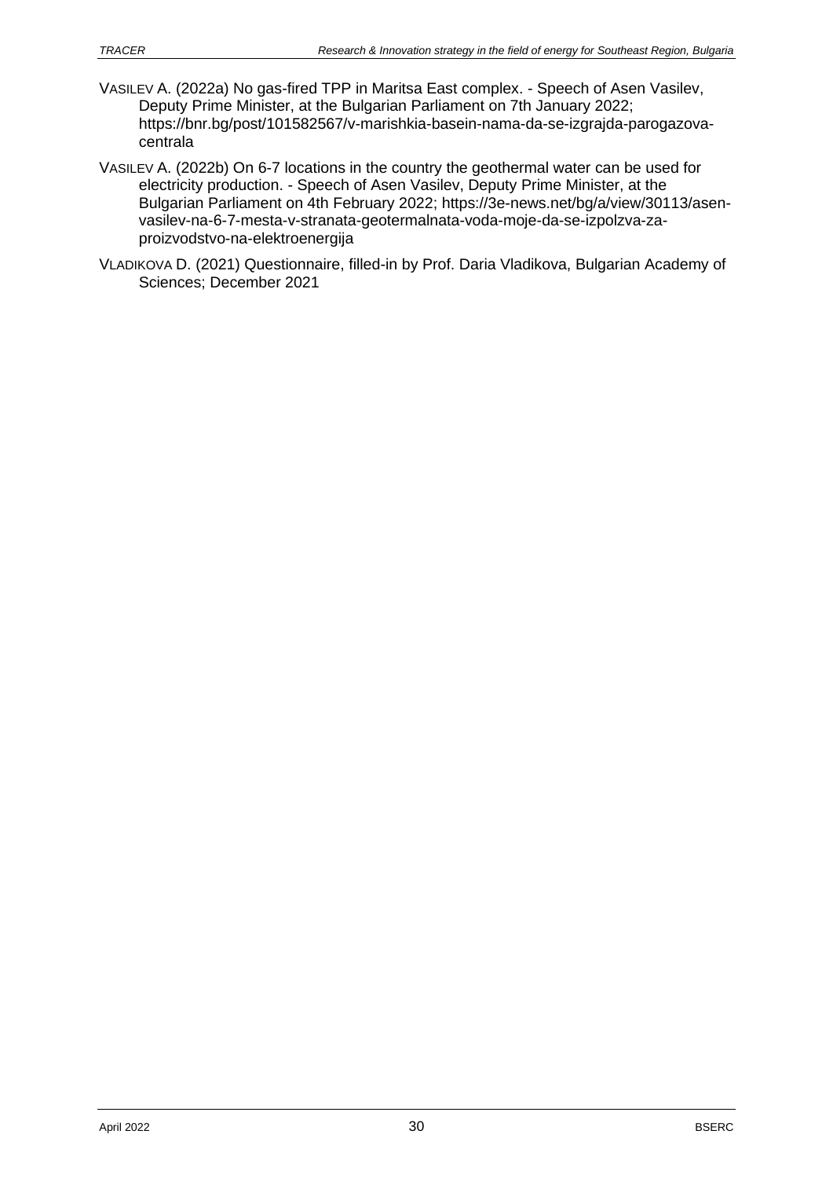VASILEV A. (2022a) No gas-fired TPP in Maritsa East complex. - Speech of Asen Vasilev, Deputy Prime Minister, at the Bulgarian Parliament on 7th January 2022; https://bnr.bg/post/101582567/v-marishkia-basein-nama-da-se-izgrajda-parogazova-centrala

VASILEV A. (2022b) On 6-7 locations in the country the geothermal water can be used for electricity production. - Speech of Asen Vasilev, Deputy Prime Minister, at the Bulgarian Parliament on 4th February 2022; https://3e-news.net/bg/a/view/30113/asen-vasilev-na-6-7-mesta-v-stranata-geotermalnata-voda-moje-da-se-izpolzva-za-proizvodstvo-na-elektroenergija

VLADIKOVA D. (2021) Questionnaire, filled-in by Prof. Daria Vladikova, Bulgarian Academy of Sciences; December 2021